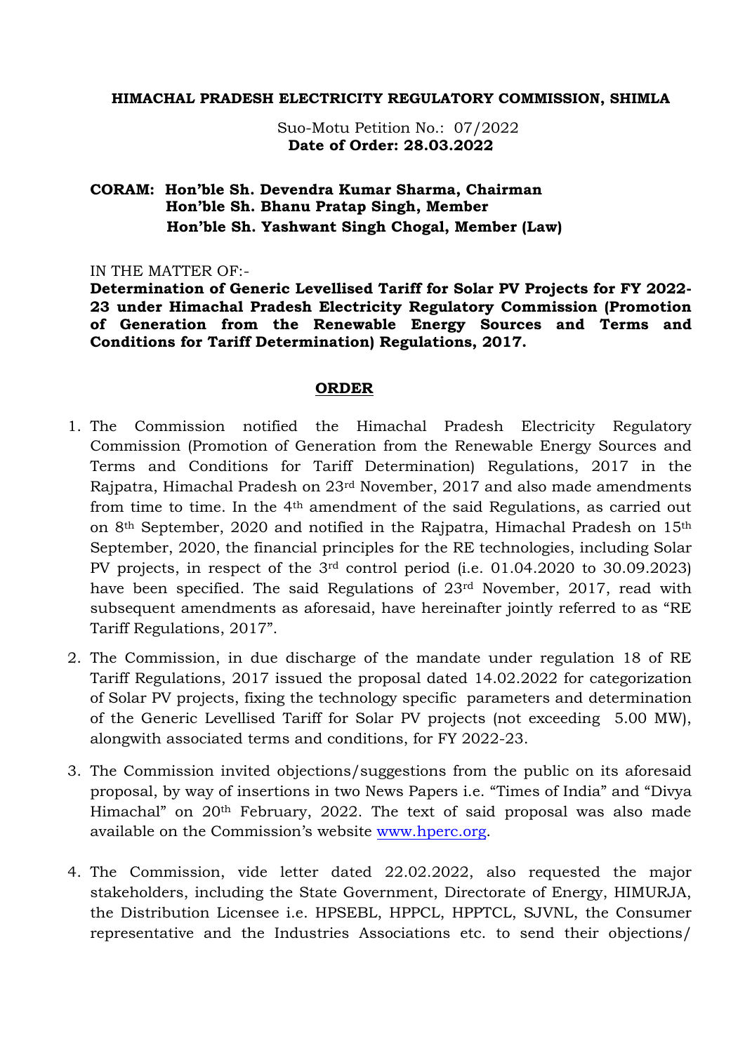**HIMACHAL PRADESH ELECTRICITY REGULATORY COMMISSION, SHIMLA**

Suo-Motu Petition No.: 07/2022
**Date of Order: 28.03.2022**

**CORAM: Hon'ble Sh. Devendra Kumar Sharma, Chairman**
**Hon'ble Sh. Bhanu Pratap Singh, Member**
**Hon'ble Sh. Yashwant Singh Chogal, Member (Law)**

IN THE MATTER OF:-

**Determination of Generic Levellised Tariff for Solar PV Projects for FY 2022-23 under Himachal Pradesh Electricity Regulatory Commission (Promotion of Generation from the Renewable Energy Sources and Terms and Conditions for Tariff Determination) Regulations, 2017.**

## ORDER

1. The Commission notified the Himachal Pradesh Electricity Regulatory Commission (Promotion of Generation from the Renewable Energy Sources and Terms and Conditions for Tariff Determination) Regulations, 2017 in the Rajpatra, Himachal Pradesh on 23rd November, 2017 and also made amendments from time to time. In the 4th amendment of the said Regulations, as carried out on 8th September, 2020 and notified in the Rajpatra, Himachal Pradesh on 15th September, 2020, the financial principles for the RE technologies, including Solar PV projects, in respect of the 3rd control period (i.e. 01.04.2020 to 30.09.2023) have been specified. The said Regulations of 23rd November, 2017, read with subsequent amendments as aforesaid, have hereinafter jointly referred to as "RE Tariff Regulations, 2017".

2. The Commission, in due discharge of the mandate under regulation 18 of RE Tariff Regulations, 2017 issued the proposal dated 14.02.2022 for categorization of Solar PV projects, fixing the technology specific parameters and determination of the Generic Levellised Tariff for Solar PV projects (not exceeding 5.00 MW), alongwith associated terms and conditions, for FY 2022-23.

3. The Commission invited objections/suggestions from the public on its aforesaid proposal, by way of insertions in two News Papers i.e. "Times of India" and "Divya Himachal" on 20th February, 2022. The text of said proposal was also made available on the Commission's website www.hperc.org.

4. The Commission, vide letter dated 22.02.2022, also requested the major stakeholders, including the State Government, Directorate of Energy, HIMURJA, the Distribution Licensee i.e. HPSEBL, HPPCL, HPPTCL, SJVNL, the Consumer representative and the Industries Associations etc. to send their objections/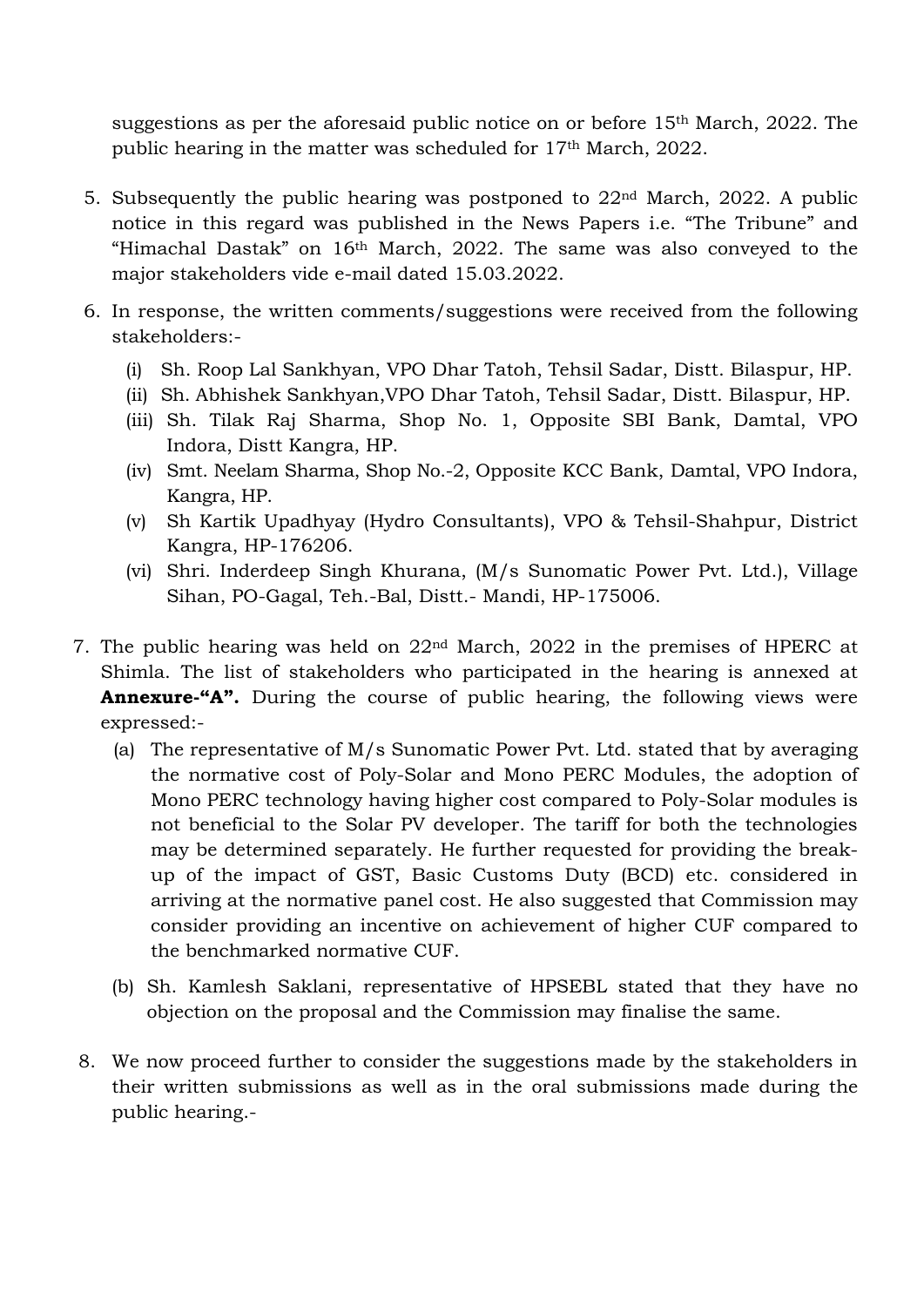suggestions as per the aforesaid public notice on or before 15th March, 2022. The public hearing in the matter was scheduled for 17th March, 2022.

5. Subsequently the public hearing was postponed to 22nd March, 2022. A public notice in this regard was published in the News Papers i.e. "The Tribune" and "Himachal Dastak" on 16th March, 2022. The same was also conveyed to the major stakeholders vide e-mail dated 15.03.2022.

6. In response, the written comments/suggestions were received from the following stakeholders:-
   - (i) Sh. Roop Lal Sankhyan, VPO Dhar Tatoh, Tehsil Sadar, Distt. Bilaspur, HP.
   - (ii) Sh. Abhishek Sankhyan,VPO Dhar Tatoh, Tehsil Sadar, Distt. Bilaspur, HP.
   - (iii) Sh. Tilak Raj Sharma, Shop No. 1, Opposite SBI Bank, Damtal, VPO Indora, Distt Kangra, HP.
   - (iv) Smt. Neelam Sharma, Shop No.-2, Opposite KCC Bank, Damtal, VPO Indora, Kangra, HP.
   - (v) Sh Kartik Upadhyay (Hydro Consultants), VPO & Tehsil-Shahpur, District Kangra, HP-176206.
   - (vi) Shri. Inderdeep Singh Khurana, (M/s Sunomatic Power Pvt. Ltd.), Village Sihan, PO-Gagal, Teh.-Bal, Distt.- Mandi, HP-175006.

7. The public hearing was held on 22nd March, 2022 in the premises of HPERC at Shimla. The list of stakeholders who participated in the hearing is annexed at **Annexure-"A".** During the course of public hearing, the following views were expressed:-
   - (a) The representative of M/s Sunomatic Power Pvt. Ltd. stated that by averaging the normative cost of Poly-Solar and Mono PERC Modules, the adoption of Mono PERC technology having higher cost compared to Poly-Solar modules is not beneficial to the Solar PV developer. The tariff for both the technologies may be determined separately. He further requested for providing the break-up of the impact of GST, Basic Customs Duty (BCD) etc. considered in arriving at the normative panel cost. He also suggested that Commission may consider providing an incentive on achievement of higher CUF compared to the benchmarked normative CUF.
   - (b) Sh. Kamlesh Saklani, representative of HPSEBL stated that they have no objection on the proposal and the Commission may finalise the same.

8. We now proceed further to consider the suggestions made by the stakeholders in their written submissions as well as in the oral submissions made during the public hearing.-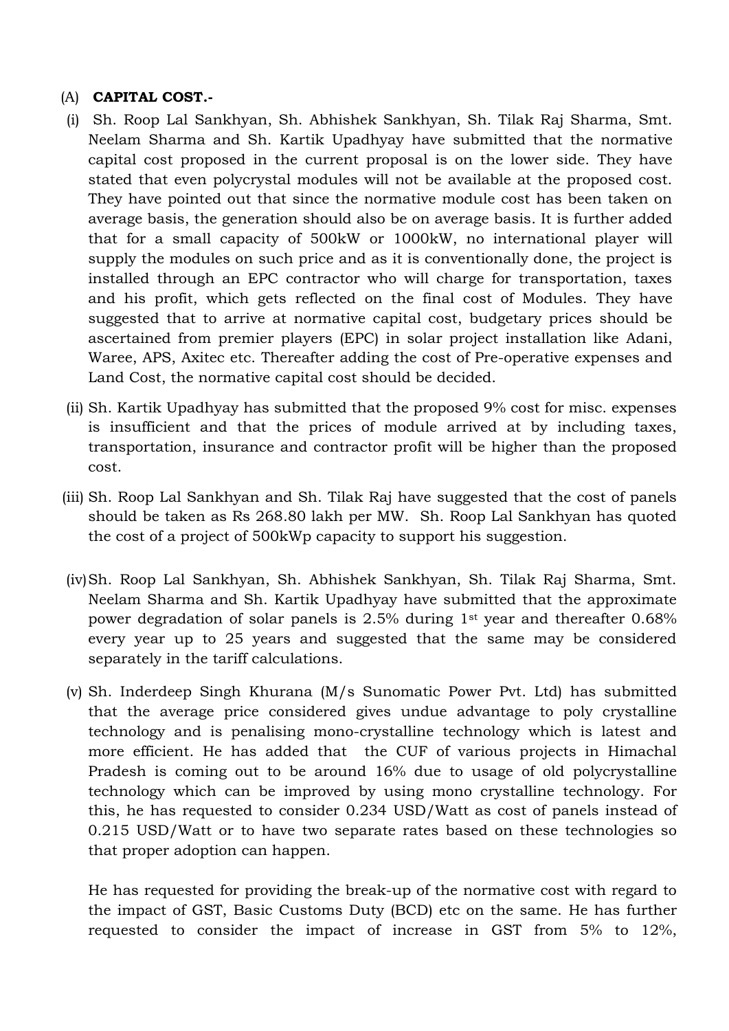(A) **CAPITAL COST.-**

(i) Sh. Roop Lal Sankhyan, Sh. Abhishek Sankhyan, Sh. Tilak Raj Sharma, Smt. Neelam Sharma and Sh. Kartik Upadhyay have submitted that the normative capital cost proposed in the current proposal is on the lower side. They have stated that even polycrystal modules will not be available at the proposed cost. They have pointed out that since the normative module cost has been taken on average basis, the generation should also be on average basis. It is further added that for a small capacity of 500kW or 1000kW, no international player will supply the modules on such price and as it is conventionally done, the project is installed through an EPC contractor who will charge for transportation, taxes and his profit, which gets reflected on the final cost of Modules. They have suggested that to arrive at normative capital cost, budgetary prices should be ascertained from premier players (EPC) in solar project installation like Adani, Waree, APS, Axitec etc. Thereafter adding the cost of Pre-operative expenses and Land Cost, the normative capital cost should be decided.

(ii) Sh. Kartik Upadhyay has submitted that the proposed 9% cost for misc. expenses is insufficient and that the prices of module arrived at by including taxes, transportation, insurance and contractor profit will be higher than the proposed cost.

(iii) Sh. Roop Lal Sankhyan and Sh. Tilak Raj have suggested that the cost of panels should be taken as Rs 268.80 lakh per MW. Sh. Roop Lal Sankhyan has quoted the cost of a project of 500kWp capacity to support his suggestion.

(iv) Sh. Roop Lal Sankhyan, Sh. Abhishek Sankhyan, Sh. Tilak Raj Sharma, Smt. Neelam Sharma and Sh. Kartik Upadhyay have submitted that the approximate power degradation of solar panels is 2.5% during 1st year and thereafter 0.68% every year up to 25 years and suggested that the same may be considered separately in the tariff calculations.

(v) Sh. Inderdeep Singh Khurana (M/s Sunomatic Power Pvt. Ltd) has submitted that the average price considered gives undue advantage to poly crystalline technology and is penalising mono-crystalline technology which is latest and more efficient. He has added that the CUF of various projects in Himachal Pradesh is coming out to be around 16% due to usage of old polycrystalline technology which can be improved by using mono crystalline technology. For this, he has requested to consider 0.234 USD/Watt as cost of panels instead of 0.215 USD/Watt or to have two separate rates based on these technologies so that proper adoption can happen.

He has requested for providing the break-up of the normative cost with regard to the impact of GST, Basic Customs Duty (BCD) etc on the same. He has further requested to consider the impact of increase in GST from 5% to 12%,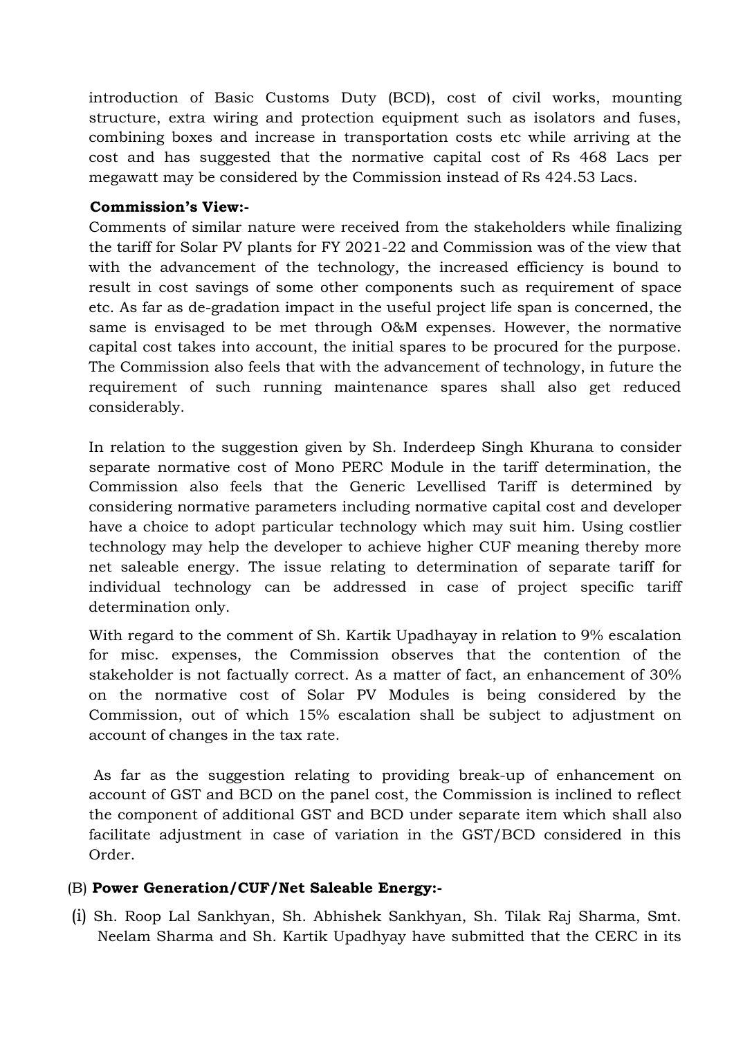introduction of Basic Customs Duty (BCD), cost of civil works, mounting structure, extra wiring and protection equipment such as isolators and fuses, combining boxes and increase in transportation costs etc while arriving at the cost and has suggested that the normative capital cost of Rs 468 Lacs per megawatt may be considered by the Commission instead of Rs 424.53 Lacs.

**Commission's View:-**

Comments of similar nature were received from the stakeholders while finalizing the tariff for Solar PV plants for FY 2021-22 and Commission was of the view that with the advancement of the technology, the increased efficiency is bound to result in cost savings of some other components such as requirement of space etc. As far as de-gradation impact in the useful project life span is concerned, the same is envisaged to be met through O&M expenses. However, the normative capital cost takes into account, the initial spares to be procured for the purpose. The Commission also feels that with the advancement of technology, in future the requirement of such running maintenance spares shall also get reduced considerably.

In relation to the suggestion given by Sh. Inderdeep Singh Khurana to consider separate normative cost of Mono PERC Module in the tariff determination, the Commission also feels that the Generic Levellised Tariff is determined by considering normative parameters including normative capital cost and developer have a choice to adopt particular technology which may suit him. Using costlier technology may help the developer to achieve higher CUF meaning thereby more net saleable energy. The issue relating to determination of separate tariff for individual technology can be addressed in case of project specific tariff determination only.

With regard to the comment of Sh. Kartik Upadhayay in relation to 9% escalation for misc. expenses, the Commission observes that the contention of the stakeholder is not factually correct. As a matter of fact, an enhancement of 30% on the normative cost of Solar PV Modules is being considered by the Commission, out of which 15% escalation shall be subject to adjustment on account of changes in the tax rate.

As far as the suggestion relating to providing break-up of enhancement on account of GST and BCD on the panel cost, the Commission is inclined to reflect the component of additional GST and BCD under separate item which shall also facilitate adjustment in case of variation in the GST/BCD considered in this Order.

(B) **Power Generation/CUF/Net Saleable Energy:-**

(i) Sh. Roop Lal Sankhyan, Sh. Abhishek Sankhyan, Sh. Tilak Raj Sharma, Smt. Neelam Sharma and Sh. Kartik Upadhyay have submitted that the CERC in its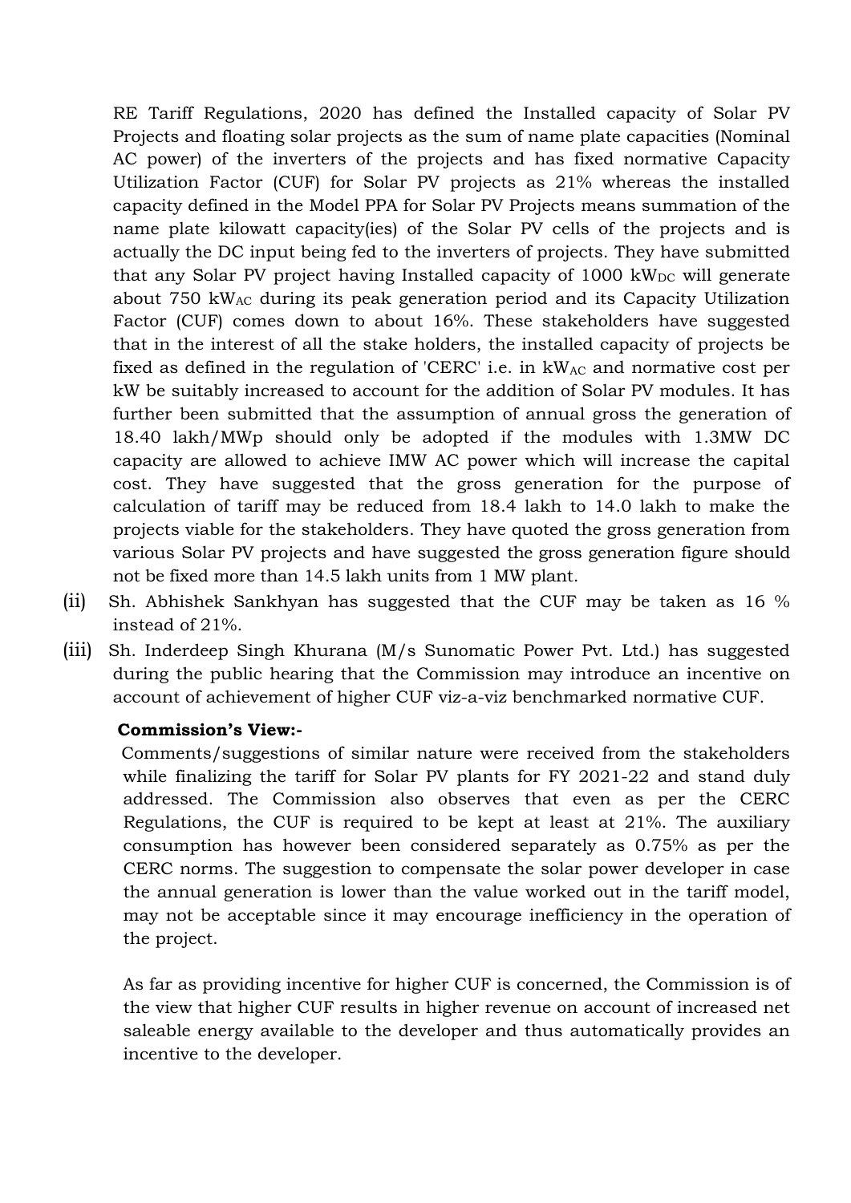RE Tariff Regulations, 2020 has defined the Installed capacity of Solar PV Projects and floating solar projects as the sum of name plate capacities (Nominal AC power) of the inverters of the projects and has fixed normative Capacity Utilization Factor (CUF) for Solar PV projects as 21% whereas the installed capacity defined in the Model PPA for Solar PV Projects means summation of the name plate kilowatt capacity(ies) of the Solar PV cells of the projects and is actually the DC input being fed to the inverters of projects. They have submitted that any Solar PV project having Installed capacity of 1000 $kW_{DC}$ will generate about 750 $kW_{AC}$ during its peak generation period and its Capacity Utilization Factor (CUF) comes down to about 16%. These stakeholders have suggested that in the interest of all the stake holders, the installed capacity of projects be fixed as defined in the regulation of 'CERC' i.e. in $kW_{AC}$ and normative cost per kW be suitably increased to account for the addition of Solar PV modules. It has further been submitted that the assumption of annual gross the generation of 18.40 lakh/MWp should only be adopted if the modules with 1.3MW DC capacity are allowed to achieve IMW AC power which will increase the capital cost. They have suggested that the gross generation for the purpose of calculation of tariff may be reduced from 18.4 lakh to 14.0 lakh to make the projects viable for the stakeholders. They have quoted the gross generation from various Solar PV projects and have suggested the gross generation figure should not be fixed more than 14.5 lakh units from 1 MW plant.

(ii) Sh. Abhishek Sankhyan has suggested that the CUF may be taken as 16 % instead of 21%.

(iii) Sh. Inderdeep Singh Khurana (M/s Sunomatic Power Pvt. Ltd.) has suggested during the public hearing that the Commission may introduce an incentive on account of achievement of higher CUF viz-a-viz benchmarked normative CUF.

**Commission's View:-**

Comments/suggestions of similar nature were received from the stakeholders while finalizing the tariff for Solar PV plants for FY 2021-22 and stand duly addressed. The Commission also observes that even as per the CERC Regulations, the CUF is required to be kept at least at 21%. The auxiliary consumption has however been considered separately as 0.75% as per the CERC norms. The suggestion to compensate the solar power developer in case the annual generation is lower than the value worked out in the tariff model, may not be acceptable since it may encourage inefficiency in the operation of the project.

As far as providing incentive for higher CUF is concerned, the Commission is of the view that higher CUF results in higher revenue on account of increased net saleable energy available to the developer and thus automatically provides an incentive to the developer.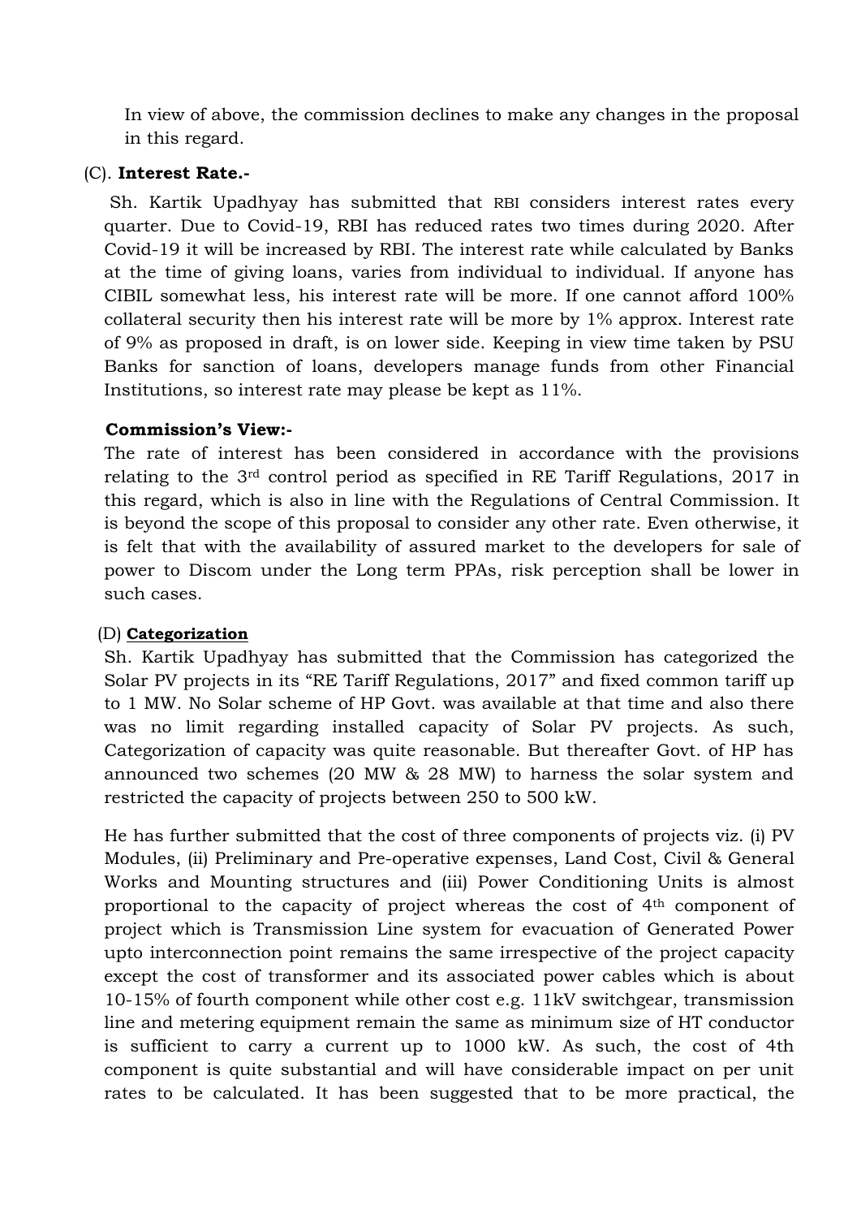In view of above, the commission declines to make any changes in the proposal in this regard.

(C). **Interest Rate.-**

Sh. Kartik Upadhyay has submitted that RBI considers interest rates every quarter. Due to Covid-19, RBI has reduced rates two times during 2020. After Covid-19 it will be increased by RBI. The interest rate while calculated by Banks at the time of giving loans, varies from individual to individual. If anyone has CIBIL somewhat less, his interest rate will be more. If one cannot afford 100% collateral security then his interest rate will be more by 1% approx. Interest rate of 9% as proposed in draft, is on lower side. Keeping in view time taken by PSU Banks for sanction of loans, developers manage funds from other Financial Institutions, so interest rate may please be kept as 11%.

**Commission's View:-**

The rate of interest has been considered in accordance with the provisions relating to the 3rd control period as specified in RE Tariff Regulations, 2017 in this regard, which is also in line with the Regulations of Central Commission. It is beyond the scope of this proposal to consider any other rate. Even otherwise, it is felt that with the availability of assured market to the developers for sale of power to Discom under the Long term PPAs, risk perception shall be lower in such cases.

(D) **Categorization**

Sh. Kartik Upadhyay has submitted that the Commission has categorized the Solar PV projects in its "RE Tariff Regulations, 2017" and fixed common tariff up to 1 MW. No Solar scheme of HP Govt. was available at that time and also there was no limit regarding installed capacity of Solar PV projects. As such, Categorization of capacity was quite reasonable. But thereafter Govt. of HP has announced two schemes (20 MW & 28 MW) to harness the solar system and restricted the capacity of projects between 250 to 500 kW.

He has further submitted that the cost of three components of projects viz. (i) PV Modules, (ii) Preliminary and Pre-operative expenses, Land Cost, Civil & General Works and Mounting structures and (iii) Power Conditioning Units is almost proportional to the capacity of project whereas the cost of 4th component of project which is Transmission Line system for evacuation of Generated Power upto interconnection point remains the same irrespective of the project capacity except the cost of transformer and its associated power cables which is about 10-15% of fourth component while other cost e.g. 11kV switchgear, transmission line and metering equipment remain the same as minimum size of HT conductor is sufficient to carry a current up to 1000 kW. As such, the cost of 4th component is quite substantial and will have considerable impact on per unit rates to be calculated. It has been suggested that to be more practical, the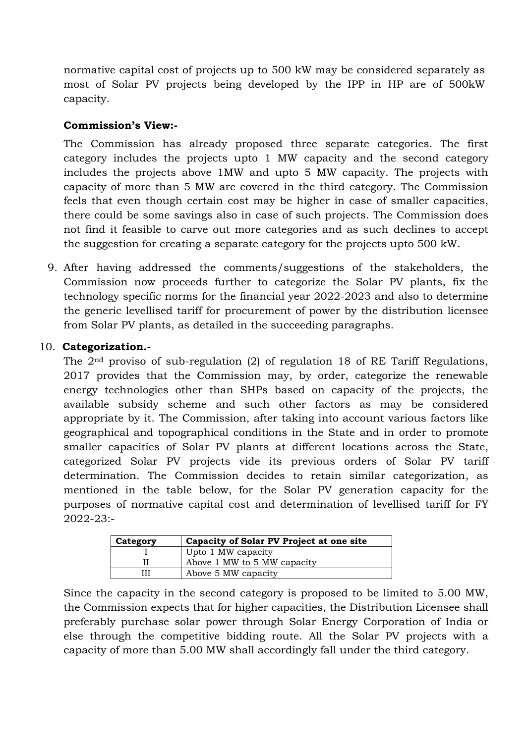normative capital cost of projects up to 500 kW may be considered separately as most of Solar PV projects being developed by the IPP in HP are of 500kW capacity.

**Commission's View:-**

The Commission has already proposed three separate categories. The first category includes the projects upto 1 MW capacity and the second category includes the projects above 1MW and upto 5 MW capacity. The projects with capacity of more than 5 MW are covered in the third category. The Commission feels that even though certain cost may be higher in case of smaller capacities, there could be some savings also in case of such projects. The Commission does not find it feasible to carve out more categories and as such declines to accept the suggestion for creating a separate category for the projects upto 500 kW.

9. After having addressed the comments/suggestions of the stakeholders, the Commission now proceeds further to categorize the Solar PV plants, fix the technology specific norms for the financial year 2022-2023 and also to determine the generic levellised tariff for procurement of power by the distribution licensee from Solar PV plants, as detailed in the succeeding paragraphs.

10. **Categorization.-**

The 2nd proviso of sub-regulation (2) of regulation 18 of RE Tariff Regulations, 2017 provides that the Commission may, by order, categorize the renewable energy technologies other than SHPs based on capacity of the projects, the available subsidy scheme and such other factors as may be considered appropriate by it. The Commission, after taking into account various factors like geographical and topographical conditions in the State and in order to promote smaller capacities of Solar PV plants at different locations across the State, categorized Solar PV projects vide its previous orders of Solar PV tariff determination. The Commission decides to retain similar categorization, as mentioned in the table below, for the Solar PV generation capacity for the purposes of normative capital cost and determination of levellised tariff for FY 2022-23:-

| Category | Capacity of Solar PV Project at one site |
|---|---|
| I | Upto 1 MW capacity |
| II | Above 1 MW to 5 MW capacity |
| III | Above 5 MW capacity |

Since the capacity in the second category is proposed to be limited to 5.00 MW, the Commission expects that for higher capacities, the Distribution Licensee shall preferably purchase solar power through Solar Energy Corporation of India or else through the competitive bidding route. All the Solar PV projects with a capacity of more than 5.00 MW shall accordingly fall under the third category.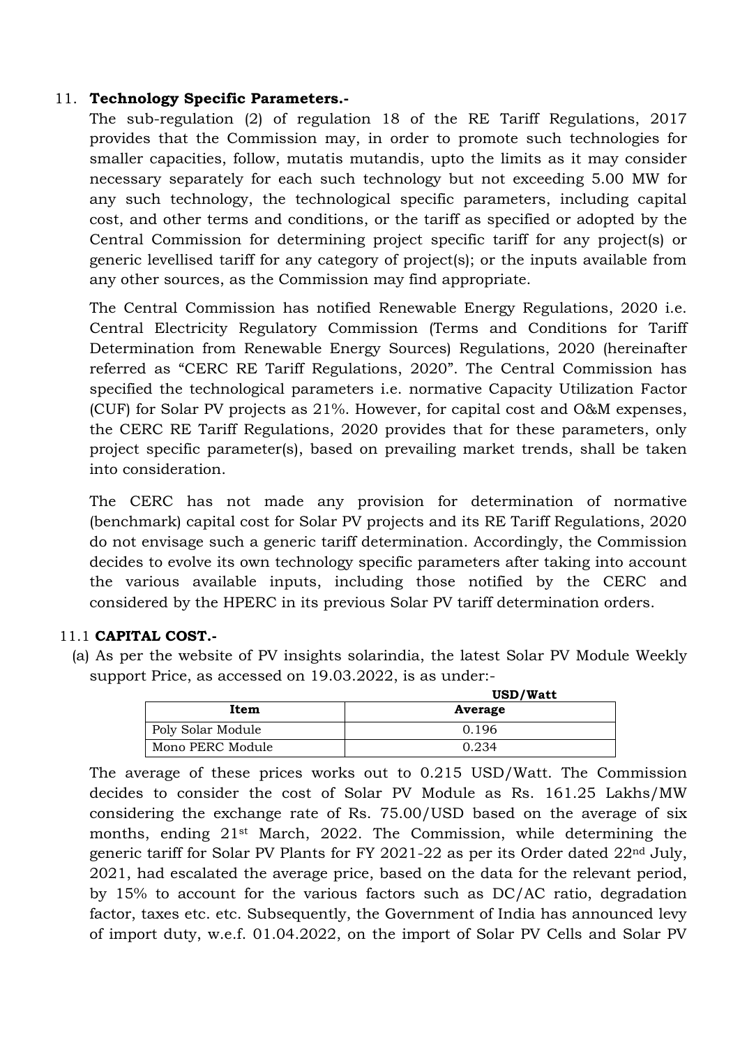11. **Technology Specific Parameters.-**

The sub-regulation (2) of regulation 18 of the RE Tariff Regulations, 2017 provides that the Commission may, in order to promote such technologies for smaller capacities, follow, mutatis mutandis, upto the limits as it may consider necessary separately for each such technology but not exceeding 5.00 MW for any such technology, the technological specific parameters, including capital cost, and other terms and conditions, or the tariff as specified or adopted by the Central Commission for determining project specific tariff for any project(s) or generic levellised tariff for any category of project(s); or the inputs available from any other sources, as the Commission may find appropriate.

The Central Commission has notified Renewable Energy Regulations, 2020 i.e. Central Electricity Regulatory Commission (Terms and Conditions for Tariff Determination from Renewable Energy Sources) Regulations, 2020 (hereinafter referred as "CERC RE Tariff Regulations, 2020". The Central Commission has specified the technological parameters i.e. normative Capacity Utilization Factor (CUF) for Solar PV projects as 21%. However, for capital cost and O&M expenses, the CERC RE Tariff Regulations, 2020 provides that for these parameters, only project specific parameter(s), based on prevailing market trends, shall be taken into consideration.

The CERC has not made any provision for determination of normative (benchmark) capital cost for Solar PV projects and its RE Tariff Regulations, 2020 do not envisage such a generic tariff determination. Accordingly, the Commission decides to evolve its own technology specific parameters after taking into account the various available inputs, including those notified by the CERC and considered by the HPERC in its previous Solar PV tariff determination orders.

11.1 **CAPITAL COST.-**

(a) As per the website of PV insights solarindia, the latest Solar PV Module Weekly support Price, as accessed on 19.03.2022, is as under:-

**USD/Watt**

| **Item** | **Average** |
|---|---|
| Poly Solar Module | 0.196 |
| Mono PERC Module | 0.234 |

The average of these prices works out to 0.215 USD/Watt. The Commission decides to consider the cost of Solar PV Module as Rs. 161.25 Lakhs/MW considering the exchange rate of Rs. 75.00/USD based on the average of six months, ending 21st March, 2022. The Commission, while determining the generic tariff for Solar PV Plants for FY 2021-22 as per its Order dated 22nd July, 2021, had escalated the average price, based on the data for the relevant period, by 15% to account for the various factors such as DC/AC ratio, degradation factor, taxes etc. etc. Subsequently, the Government of India has announced levy of import duty, w.e.f. 01.04.2022, on the import of Solar PV Cells and Solar PV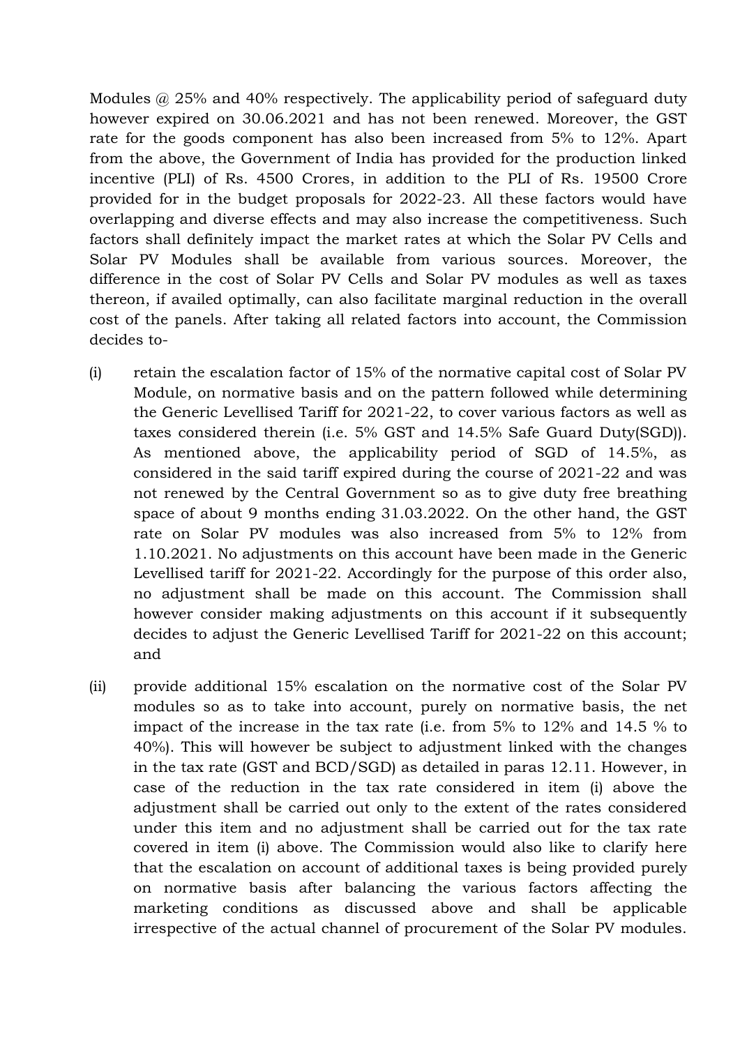Modules @ 25% and 40% respectively. The applicability period of safeguard duty however expired on 30.06.2021 and has not been renewed. Moreover, the GST rate for the goods component has also been increased from 5% to 12%. Apart from the above, the Government of India has provided for the production linked incentive (PLI) of Rs. 4500 Crores, in addition to the PLI of Rs. 19500 Crore provided for in the budget proposals for 2022-23. All these factors would have overlapping and diverse effects and may also increase the competitiveness. Such factors shall definitely impact the market rates at which the Solar PV Cells and Solar PV Modules shall be available from various sources. Moreover, the difference in the cost of Solar PV Cells and Solar PV modules as well as taxes thereon, if availed optimally, can also facilitate marginal reduction in the overall cost of the panels. After taking all related factors into account, the Commission decides to-

(i) retain the escalation factor of 15% of the normative capital cost of Solar PV Module, on normative basis and on the pattern followed while determining the Generic Levellised Tariff for 2021-22, to cover various factors as well as taxes considered therein (i.e. 5% GST and 14.5% Safe Guard Duty(SGD)). As mentioned above, the applicability period of SGD of 14.5%, as considered in the said tariff expired during the course of 2021-22 and was not renewed by the Central Government so as to give duty free breathing space of about 9 months ending 31.03.2022. On the other hand, the GST rate on Solar PV modules was also increased from 5% to 12% from 1.10.2021. No adjustments on this account have been made in the Generic Levellised tariff for 2021-22. Accordingly for the purpose of this order also, no adjustment shall be made on this account. The Commission shall however consider making adjustments on this account if it subsequently decides to adjust the Generic Levellised Tariff for 2021-22 on this account; and

(ii) provide additional 15% escalation on the normative cost of the Solar PV modules so as to take into account, purely on normative basis, the net impact of the increase in the tax rate (i.e. from 5% to 12% and 14.5 % to 40%). This will however be subject to adjustment linked with the changes in the tax rate (GST and BCD/SGD) as detailed in paras 12.11. However, in case of the reduction in the tax rate considered in item (i) above the adjustment shall be carried out only to the extent of the rates considered under this item and no adjustment shall be carried out for the tax rate covered in item (i) above. The Commission would also like to clarify here that the escalation on account of additional taxes is being provided purely on normative basis after balancing the various factors affecting the marketing conditions as discussed above and shall be applicable irrespective of the actual channel of procurement of the Solar PV modules.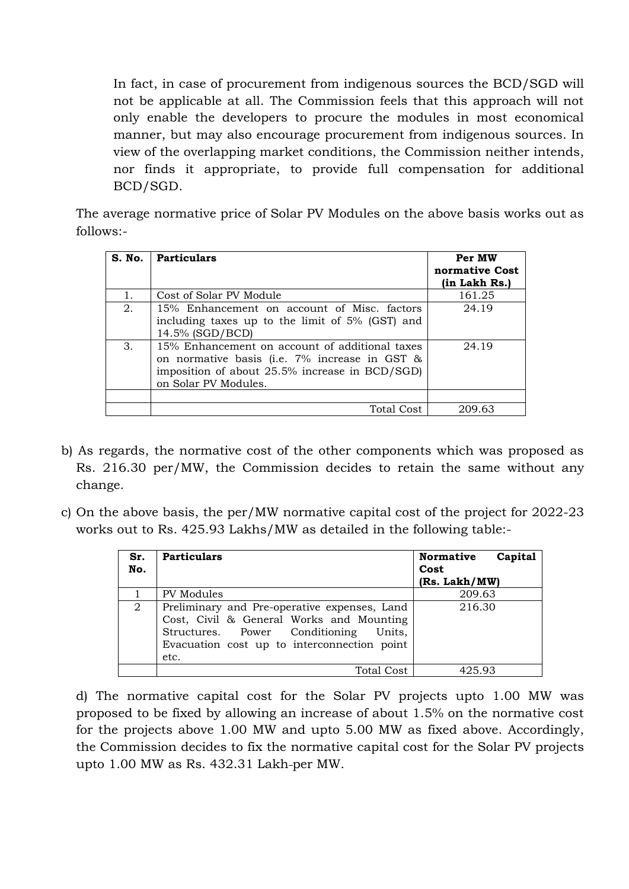In fact, in case of procurement from indigenous sources the BCD/SGD will not be applicable at all. The Commission feels that this approach will not only enable the developers to procure the modules in most economical manner, but may also encourage procurement from indigenous sources. In view of the overlapping market conditions, the Commission neither intends, nor finds it appropriate, to provide full compensation for additional BCD/SGD.

The average normative price of Solar PV Modules on the above basis works out as follows:-

| S. No. | Particulars | Per MW normative Cost (in Lakh Rs.) |
|---|---|---|
| 1. | Cost of Solar PV Module | 161.25 |
| 2. | 15% Enhancement on account of Misc. factors including taxes up to the limit of 5% (GST) and 14.5% (SGD/BCD) | 24.19 |
| 3. | 15% Enhancement on account of additional taxes on normative basis (i.e. 7% increase in GST & imposition of about 25.5% increase in BCD/SGD) on Solar PV Modules. | 24.19 |
| | | |
| | Total Cost | 209.63 |

b) As regards, the normative cost of the other components which was proposed as Rs. 216.30 per/MW, the Commission decides to retain the same without any change.

c) On the above basis, the per/MW normative capital cost of the project for 2022-23 works out to Rs. 425.93 Lakhs/MW as detailed in the following table:-

| Sr. No. | Particulars | Normative Capital Cost (Rs. Lakh/MW) |
|---|---|---|
| 1 | PV Modules | 209.63 |
| 2 | Preliminary and Pre-operative expenses, Land Cost, Civil & General Works and Mounting Structures. Power Conditioning Units, Evacuation cost up to interconnection point etc. | 216.30 |
| | Total Cost | 425.93 |

d) The normative capital cost for the Solar PV projects upto 1.00 MW was proposed to be fixed by allowing an increase of about 1.5% on the normative cost for the projects above 1.00 MW and upto 5.00 MW as fixed above. Accordingly, the Commission decides to fix the normative capital cost for the Solar PV projects upto 1.00 MW as Rs. 432.31 Lakh-per MW.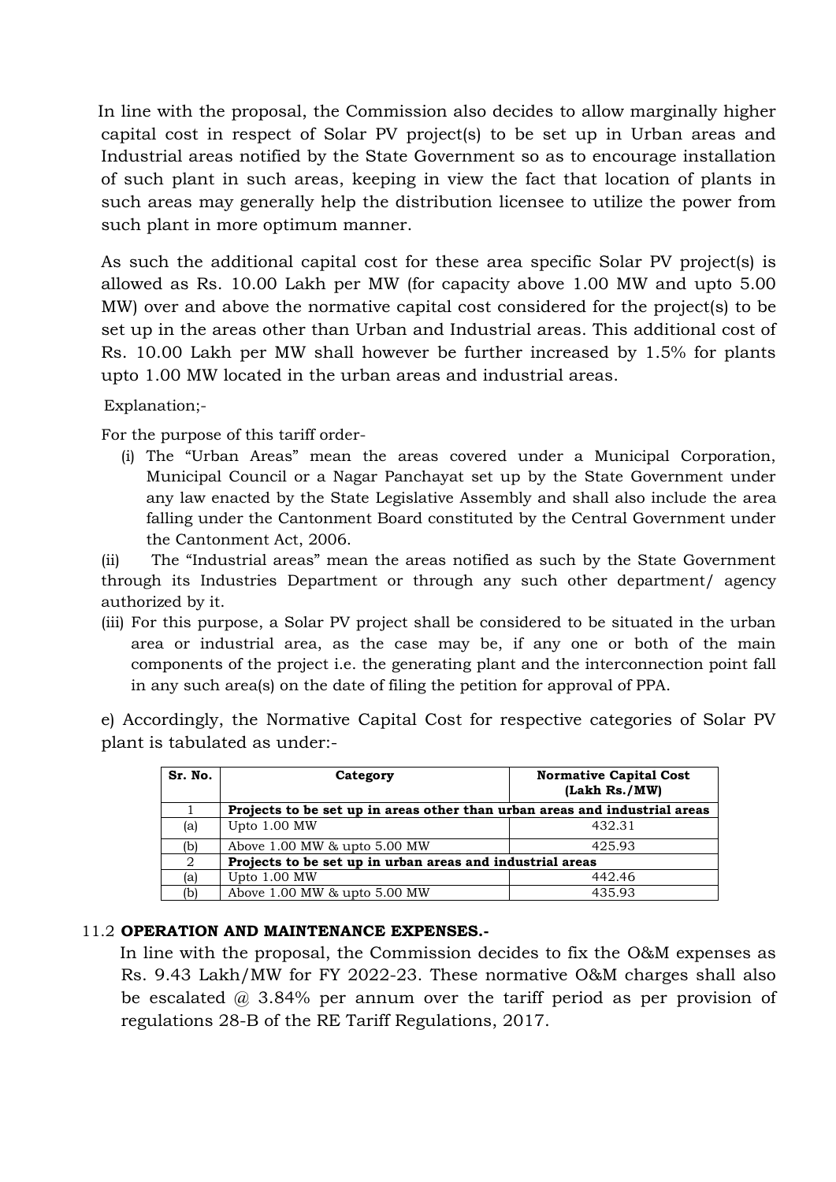In line with the proposal, the Commission also decides to allow marginally higher capital cost in respect of Solar PV project(s) to be set up in Urban areas and Industrial areas notified by the State Government so as to encourage installation of such plant in such areas, keeping in view the fact that location of plants in such areas may generally help the distribution licensee to utilize the power from such plant in more optimum manner.

As such the additional capital cost for these area specific Solar PV project(s) is allowed as Rs. 10.00 Lakh per MW (for capacity above 1.00 MW and upto 5.00 MW) over and above the normative capital cost considered for the project(s) to be set up in the areas other than Urban and Industrial areas. This additional cost of Rs. 10.00 Lakh per MW shall however be further increased by 1.5% for plants upto 1.00 MW located in the urban areas and industrial areas.

Explanation;-

For the purpose of this tariff order-

(i) The "Urban Areas" mean the areas covered under a Municipal Corporation, Municipal Council or a Nagar Panchayat set up by the State Government under any law enacted by the State Legislative Assembly and shall also include the area falling under the Cantonment Board constituted by the Central Government under the Cantonment Act, 2006.

(ii) The "Industrial areas" mean the areas notified as such by the State Government through its Industries Department or through any such other department/ agency authorized by it.

(iii) For this purpose, a Solar PV project shall be considered to be situated in the urban area or industrial area, as the case may be, if any one or both of the main components of the project i.e. the generating plant and the interconnection point fall in any such area(s) on the date of filing the petition for approval of PPA.

e) Accordingly, the Normative Capital Cost for respective categories of Solar PV plant is tabulated as under:-

| Sr. No. | Category | Normative Capital Cost (Lakh Rs./MW) |
|---|---|---|
| 1 | **Projects to be set up in areas other than urban areas and industrial areas** | |
| (a) | Upto 1.00 MW | 432.31 |
| (b) | Above 1.00 MW & upto 5.00 MW | 425.93 |
| 2 | **Projects to be set up in urban areas and industrial areas** | |
| (a) | Upto 1.00 MW | 442.46 |
| (b) | Above 1.00 MW & upto 5.00 MW | 435.93 |

11.2 **OPERATION AND MAINTENANCE EXPENSES.-**

In line with the proposal, the Commission decides to fix the O&M expenses as Rs. 9.43 Lakh/MW for FY 2022-23. These normative O&M charges shall also be escalated @ 3.84% per annum over the tariff period as per provision of regulations 28-B of the RE Tariff Regulations, 2017.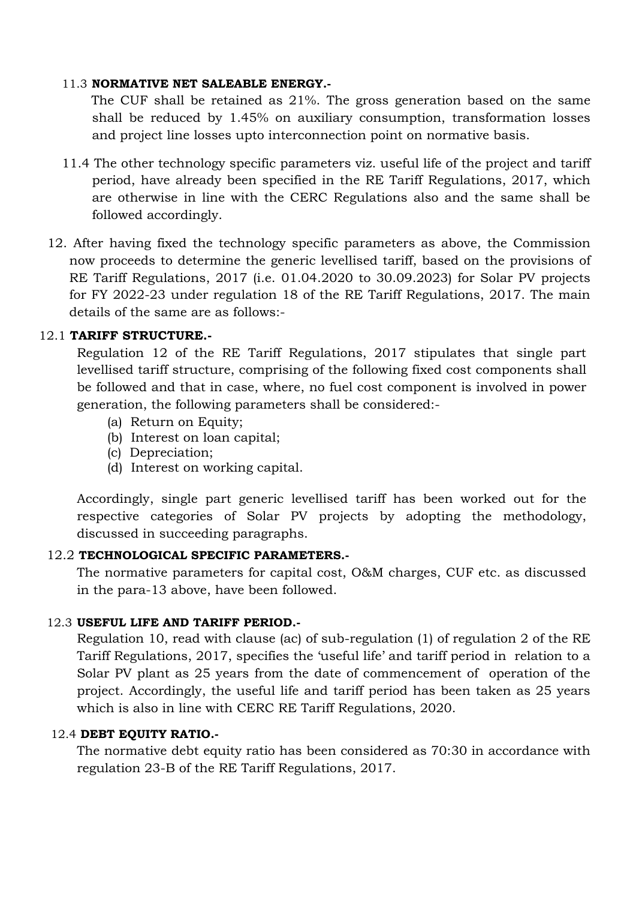11.3 **NORMATIVE NET SALEABLE ENERGY.-**

The CUF shall be retained as 21%. The gross generation based on the same shall be reduced by 1.45% on auxiliary consumption, transformation losses and project line losses upto interconnection point on normative basis.

11.4 The other technology specific parameters viz. useful life of the project and tariff period, have already been specified in the RE Tariff Regulations, 2017, which are otherwise in line with the CERC Regulations also and the same shall be followed accordingly.

12. After having fixed the technology specific parameters as above, the Commission now proceeds to determine the generic levellised tariff, based on the provisions of RE Tariff Regulations, 2017 (i.e. 01.04.2020 to 30.09.2023) for Solar PV projects for FY 2022-23 under regulation 18 of the RE Tariff Regulations, 2017. The main details of the same are as follows:-

12.1 **TARIFF STRUCTURE.-**

Regulation 12 of the RE Tariff Regulations, 2017 stipulates that single part levellised tariff structure, comprising of the following fixed cost components shall be followed and that in case, where, no fuel cost component is involved in power generation, the following parameters shall be considered:-

(a) Return on Equity;
(b) Interest on loan capital;
(c) Depreciation;
(d) Interest on working capital.

Accordingly, single part generic levellised tariff has been worked out for the respective categories of Solar PV projects by adopting the methodology, discussed in succeeding paragraphs.

12.2 **TECHNOLOGICAL SPECIFIC PARAMETERS.-**

The normative parameters for capital cost, O&M charges, CUF etc. as discussed in the para-13 above, have been followed.

12.3 **USEFUL LIFE AND TARIFF PERIOD.-**

Regulation 10, read with clause (ac) of sub-regulation (1) of regulation 2 of the RE Tariff Regulations, 2017, specifies the 'useful life' and tariff period in relation to a Solar PV plant as 25 years from the date of commencement of operation of the project. Accordingly, the useful life and tariff period has been taken as 25 years which is also in line with CERC RE Tariff Regulations, 2020.

12.4 **DEBT EQUITY RATIO.-**

The normative debt equity ratio has been considered as 70:30 in accordance with regulation 23-B of the RE Tariff Regulations, 2017.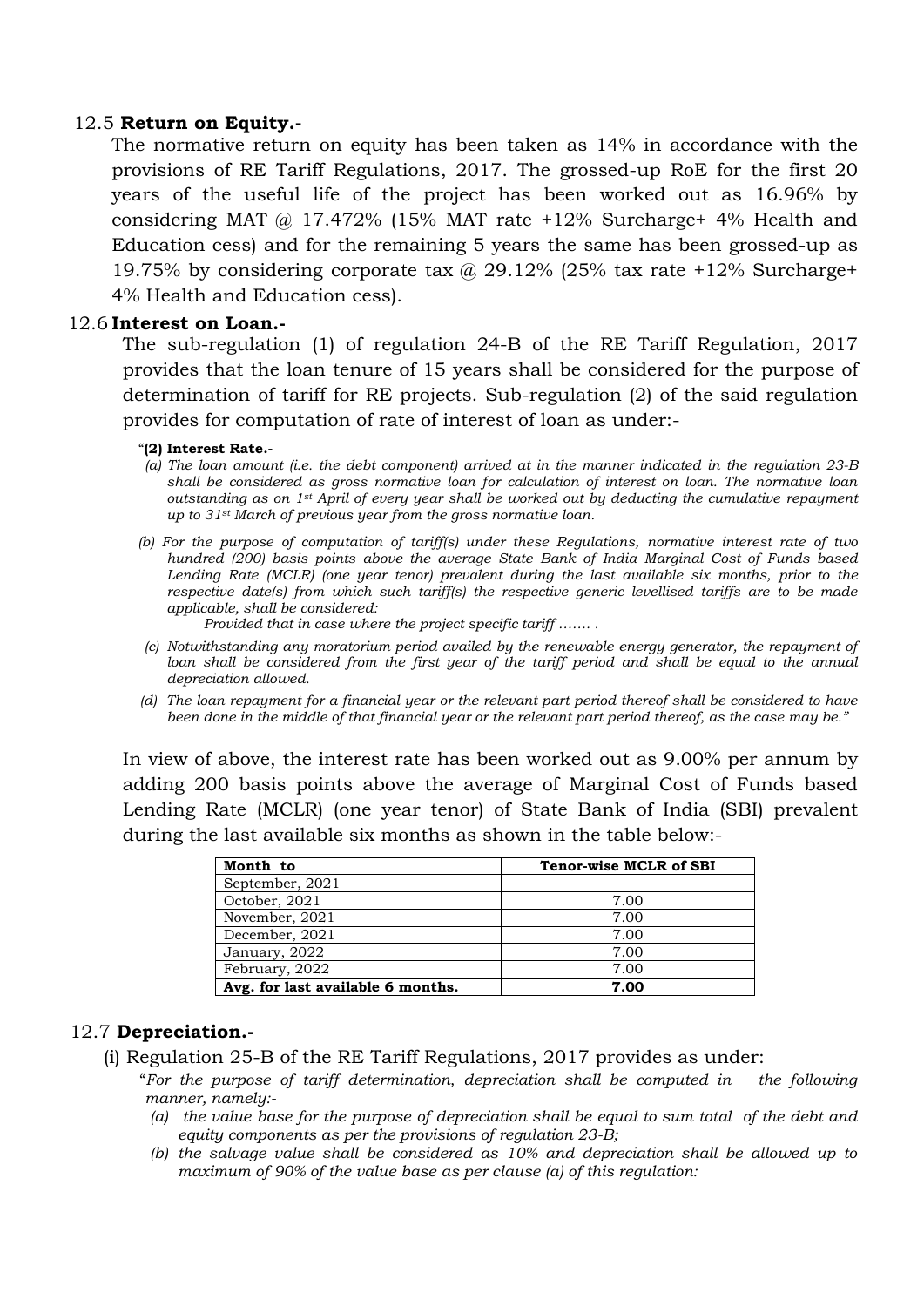12.5 **Return on Equity.-**

The normative return on equity has been taken as 14% in accordance with the provisions of RE Tariff Regulations, 2017. The grossed-up RoE for the first 20 years of the useful life of the project has been worked out as 16.96% by considering MAT @ 17.472% (15% MAT rate +12% Surcharge+ 4% Health and Education cess) and for the remaining 5 years the same has been grossed-up as 19.75% by considering corporate tax @ 29.12% (25% tax rate +12% Surcharge+ 4% Health and Education cess).

12.6 **Interest on Loan.-**

The sub-regulation (1) of regulation 24-B of the RE Tariff Regulation, 2017 provides that the loan tenure of 15 years shall be considered for the purpose of determination of tariff for RE projects. Sub-regulation (2) of the said regulation provides for computation of rate of interest of loan as under:-

"**(2) Interest Rate.-**

*(a) The loan amount (i.e. the debt component) arrived at in the manner indicated in the regulation 23-B shall be considered as gross normative loan for calculation of interest on loan. The normative loan outstanding as on 1st April of every year shall be worked out by deducting the cumulative repayment up to 31st March of previous year from the gross normative loan.*

*(b) For the purpose of computation of tariff(s) under these Regulations, normative interest rate of two hundred (200) basis points above the average State Bank of India Marginal Cost of Funds based Lending Rate (MCLR) (one year tenor) prevalent during the last available six months, prior to the respective date(s) from which such tariff(s) the respective generic levellised tariffs are to be made applicable, shall be considered:*

*Provided that in case where the project specific tariff ……. .*

*(c) Notwithstanding any moratorium period availed by the renewable energy generator, the repayment of loan shall be considered from the first year of the tariff period and shall be equal to the annual depreciation allowed.*

*(d) The loan repayment for a financial year or the relevant part period thereof shall be considered to have been done in the middle of that financial year or the relevant part period thereof, as the case may be."*

In view of above, the interest rate has been worked out as 9.00% per annum by adding 200 basis points above the average of Marginal Cost of Funds based Lending Rate (MCLR) (one year tenor) of State Bank of India (SBI) prevalent during the last available six months as shown in the table below:-

| **Month to** | **Tenor-wise MCLR of SBI** |
|---|---|
| September, 2021 | |
| October, 2021 | 7.00 |
| November, 2021 | 7.00 |
| December, 2021 | 7.00 |
| January, 2022 | 7.00 |
| February, 2022 | 7.00 |
| **Avg. for last available 6 months.** | **7.00** |

12.7 **Depreciation.-**

(i) Regulation 25-B of the RE Tariff Regulations, 2017 provides as under:

"*For the purpose of tariff determination, depreciation shall be computed in the following manner, namely:-*

*(a) the value base for the purpose of depreciation shall be equal to sum total of the debt and equity components as per the provisions of regulation 23-B;*

*(b) the salvage value shall be considered as 10% and depreciation shall be allowed up to maximum of 90% of the value base as per clause (a) of this regulation:*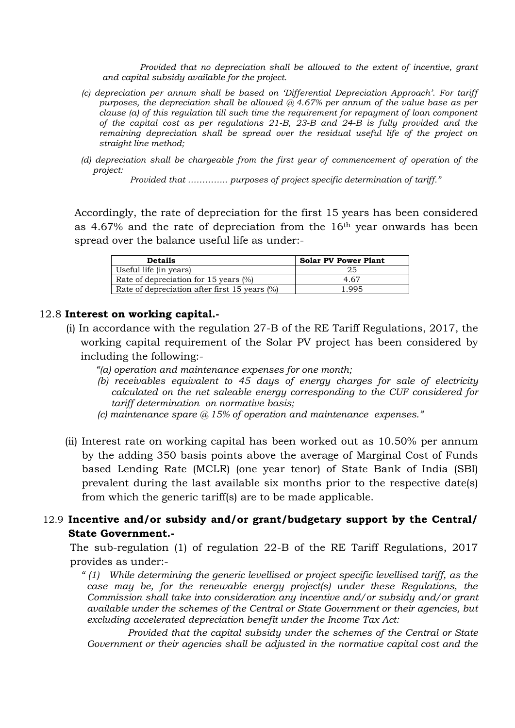*Provided that no depreciation shall be allowed to the extent of incentive, grant and capital subsidy available for the project.*

*(c) depreciation per annum shall be based on 'Differential Depreciation Approach'. For tariff purposes, the depreciation shall be allowed @ 4.67% per annum of the value base as per clause (a) of this regulation till such time the requirement for repayment of loan component of the capital cost as per regulations 21-B, 23-B and 24-B is fully provided and the remaining depreciation shall be spread over the residual useful life of the project on straight line method;*

*(d) depreciation shall be chargeable from the first year of commencement of operation of the project:*

*Provided that …………. purposes of project specific determination of tariff."*

Accordingly, the rate of depreciation for the first 15 years has been considered as 4.67% and the rate of depreciation from the 16th year onwards has been spread over the balance useful life as under:-

| Details | Solar PV Power Plant |
|---|---|
| Useful life (in years) | 25 |
| Rate of depreciation for 15 years (%) | 4.67 |
| Rate of depreciation after first 15 years (%) | 1.995 |

12.8 **Interest on working capital.-**

(i) In accordance with the regulation 27-B of the RE Tariff Regulations, 2017, the working capital requirement of the Solar PV project has been considered by including the following:-

*"(a) operation and maintenance expenses for one month;*

*(b) receivables equivalent to 45 days of energy charges for sale of electricity calculated on the net saleable energy corresponding to the CUF considered for tariff determination on normative basis;*

*(c) maintenance spare @ 15% of operation and maintenance expenses."*

(ii) Interest rate on working capital has been worked out as 10.50% per annum by the adding 350 basis points above the average of Marginal Cost of Funds based Lending Rate (MCLR) (one year tenor) of State Bank of India (SBI) prevalent during the last available six months prior to the respective date(s) from which the generic tariff(s) are to be made applicable.

12.9 **Incentive and/or subsidy and/or grant/budgetary support by the Central/ State Government.-**

The sub-regulation (1) of regulation 22-B of the RE Tariff Regulations, 2017 provides as under:-

*" (1) While determining the generic levellised or project specific levellised tariff, as the case may be, for the renewable energy project(s) under these Regulations, the Commission shall take into consideration any incentive and/or subsidy and/or grant available under the schemes of the Central or State Government or their agencies, but excluding accelerated depreciation benefit under the Income Tax Act:*

*Provided that the capital subsidy under the schemes of the Central or State Government or their agencies shall be adjusted in the normative capital cost and the*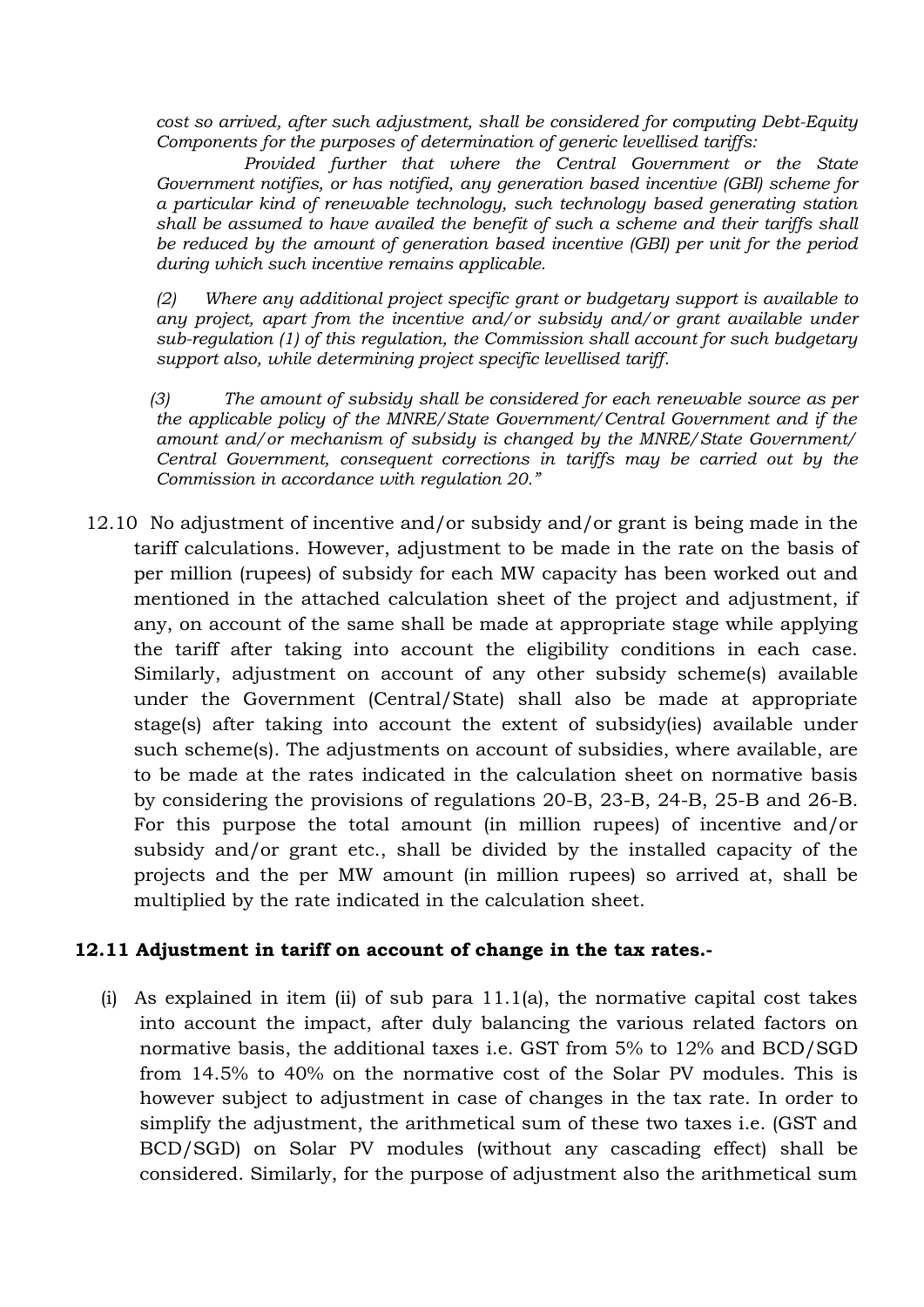*cost so arrived, after such adjustment, shall be considered for computing Debt-Equity Components for the purposes of determination of generic levellised tariffs:*

*Provided further that where the Central Government or the State Government notifies, or has notified, any generation based incentive (GBI) scheme for a particular kind of renewable technology, such technology based generating station shall be assumed to have availed the benefit of such a scheme and their tariffs shall be reduced by the amount of generation based incentive (GBI) per unit for the period during which such incentive remains applicable.*

*(2) Where any additional project specific grant or budgetary support is available to any project, apart from the incentive and/or subsidy and/or grant available under sub-regulation (1) of this regulation, the Commission shall account for such budgetary support also, while determining project specific levellised tariff.*

*(3) The amount of subsidy shall be considered for each renewable source as per the applicable policy of the MNRE/State Government/Central Government and if the amount and/or mechanism of subsidy is changed by the MNRE/State Government/ Central Government, consequent corrections in tariffs may be carried out by the Commission in accordance with regulation 20."*

12.10 No adjustment of incentive and/or subsidy and/or grant is being made in the tariff calculations. However, adjustment to be made in the rate on the basis of per million (rupees) of subsidy for each MW capacity has been worked out and mentioned in the attached calculation sheet of the project and adjustment, if any, on account of the same shall be made at appropriate stage while applying the tariff after taking into account the eligibility conditions in each case. Similarly, adjustment on account of any other subsidy scheme(s) available under the Government (Central/State) shall also be made at appropriate stage(s) after taking into account the extent of subsidy(ies) available under such scheme(s). The adjustments on account of subsidies, where available, are to be made at the rates indicated in the calculation sheet on normative basis by considering the provisions of regulations 20-B, 23-B, 24-B, 25-B and 26-B. For this purpose the total amount (in million rupees) of incentive and/or subsidy and/or grant etc., shall be divided by the installed capacity of the projects and the per MW amount (in million rupees) so arrived at, shall be multiplied by the rate indicated in the calculation sheet.

**12.11 Adjustment in tariff on account of change in the tax rates.-**

(i) As explained in item (ii) of sub para 11.1(a), the normative capital cost takes into account the impact, after duly balancing the various related factors on normative basis, the additional taxes i.e. GST from 5% to 12% and BCD/SGD from 14.5% to 40% on the normative cost of the Solar PV modules. This is however subject to adjustment in case of changes in the tax rate. In order to simplify the adjustment, the arithmetical sum of these two taxes i.e. (GST and BCD/SGD) on Solar PV modules (without any cascading effect) shall be considered. Similarly, for the purpose of adjustment also the arithmetical sum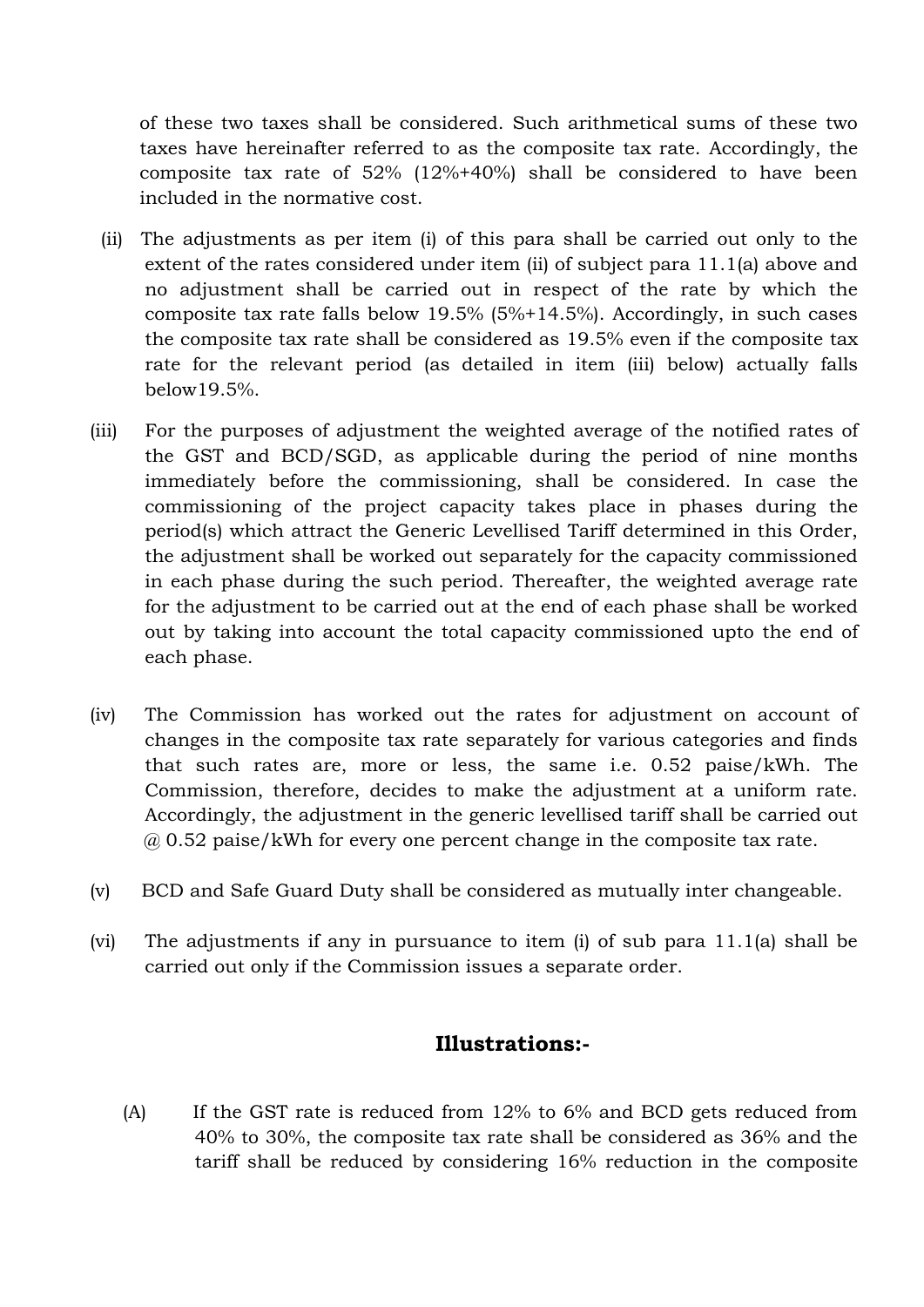of these two taxes shall be considered. Such arithmetical sums of these two taxes have hereinafter referred to as the composite tax rate. Accordingly, the composite tax rate of 52% (12%+40%) shall be considered to have been included in the normative cost.

(ii) The adjustments as per item (i) of this para shall be carried out only to the extent of the rates considered under item (ii) of subject para 11.1(a) above and no adjustment shall be carried out in respect of the rate by which the composite tax rate falls below 19.5% (5%+14.5%). Accordingly, in such cases the composite tax rate shall be considered as 19.5% even if the composite tax rate for the relevant period (as detailed in item (iii) below) actually falls below19.5%.

(iii) For the purposes of adjustment the weighted average of the notified rates of the GST and BCD/SGD, as applicable during the period of nine months immediately before the commissioning, shall be considered. In case the commissioning of the project capacity takes place in phases during the period(s) which attract the Generic Levellised Tariff determined in this Order, the adjustment shall be worked out separately for the capacity commissioned in each phase during the such period. Thereafter, the weighted average rate for the adjustment to be carried out at the end of each phase shall be worked out by taking into account the total capacity commissioned upto the end of each phase.

(iv) The Commission has worked out the rates for adjustment on account of changes in the composite tax rate separately for various categories and finds that such rates are, more or less, the same i.e. 0.52 paise/kWh. The Commission, therefore, decides to make the adjustment at a uniform rate. Accordingly, the adjustment in the generic levellised tariff shall be carried out @ 0.52 paise/kWh for every one percent change in the composite tax rate.

(v) BCD and Safe Guard Duty shall be considered as mutually inter changeable.

(vi) The adjustments if any in pursuance to item (i) of sub para 11.1(a) shall be carried out only if the Commission issues a separate order.

## Illustrations:-

(A) If the GST rate is reduced from 12% to 6% and BCD gets reduced from 40% to 30%, the composite tax rate shall be considered as 36% and the tariff shall be reduced by considering 16% reduction in the composite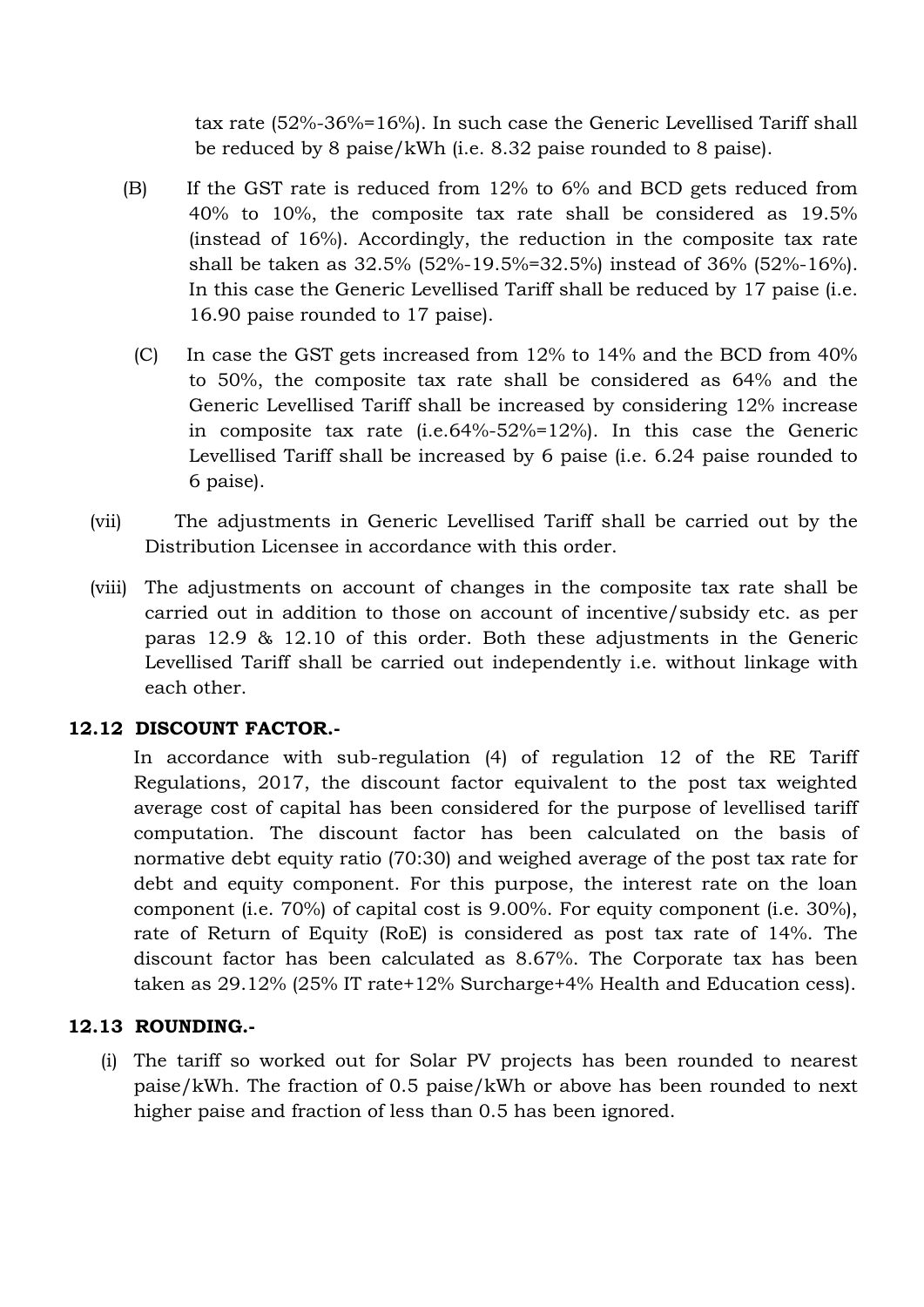tax rate (52%-36%=16%). In such case the Generic Levellised Tariff shall be reduced by 8 paise/kWh (i.e. 8.32 paise rounded to 8 paise).

(B) If the GST rate is reduced from 12% to 6% and BCD gets reduced from 40% to 10%, the composite tax rate shall be considered as 19.5% (instead of 16%). Accordingly, the reduction in the composite tax rate shall be taken as 32.5% (52%-19.5%=32.5%) instead of 36% (52%-16%). In this case the Generic Levellised Tariff shall be reduced by 17 paise (i.e. 16.90 paise rounded to 17 paise).

(C) In case the GST gets increased from 12% to 14% and the BCD from 40% to 50%, the composite tax rate shall be considered as 64% and the Generic Levellised Tariff shall be increased by considering 12% increase in composite tax rate (i.e.64%-52%=12%). In this case the Generic Levellised Tariff shall be increased by 6 paise (i.e. 6.24 paise rounded to 6 paise).

(vii) The adjustments in Generic Levellised Tariff shall be carried out by the Distribution Licensee in accordance with this order.

(viii) The adjustments on account of changes in the composite tax rate shall be carried out in addition to those on account of incentive/subsidy etc. as per paras 12.9 & 12.10 of this order. Both these adjustments in the Generic Levellised Tariff shall be carried out independently i.e. without linkage with each other.

### 12.12 DISCOUNT FACTOR.-

In accordance with sub-regulation (4) of regulation 12 of the RE Tariff Regulations, 2017, the discount factor equivalent to the post tax weighted average cost of capital has been considered for the purpose of levellised tariff computation. The discount factor has been calculated on the basis of normative debt equity ratio (70:30) and weighed average of the post tax rate for debt and equity component. For this purpose, the interest rate on the loan component (i.e. 70%) of capital cost is 9.00%. For equity component (i.e. 30%), rate of Return of Equity (RoE) is considered as post tax rate of 14%. The discount factor has been calculated as 8.67%. The Corporate tax has been taken as 29.12% (25% IT rate+12% Surcharge+4% Health and Education cess).

### 12.13 ROUNDING.-

(i) The tariff so worked out for Solar PV projects has been rounded to nearest paise/kWh. The fraction of 0.5 paise/kWh or above has been rounded to next higher paise and fraction of less than 0.5 has been ignored.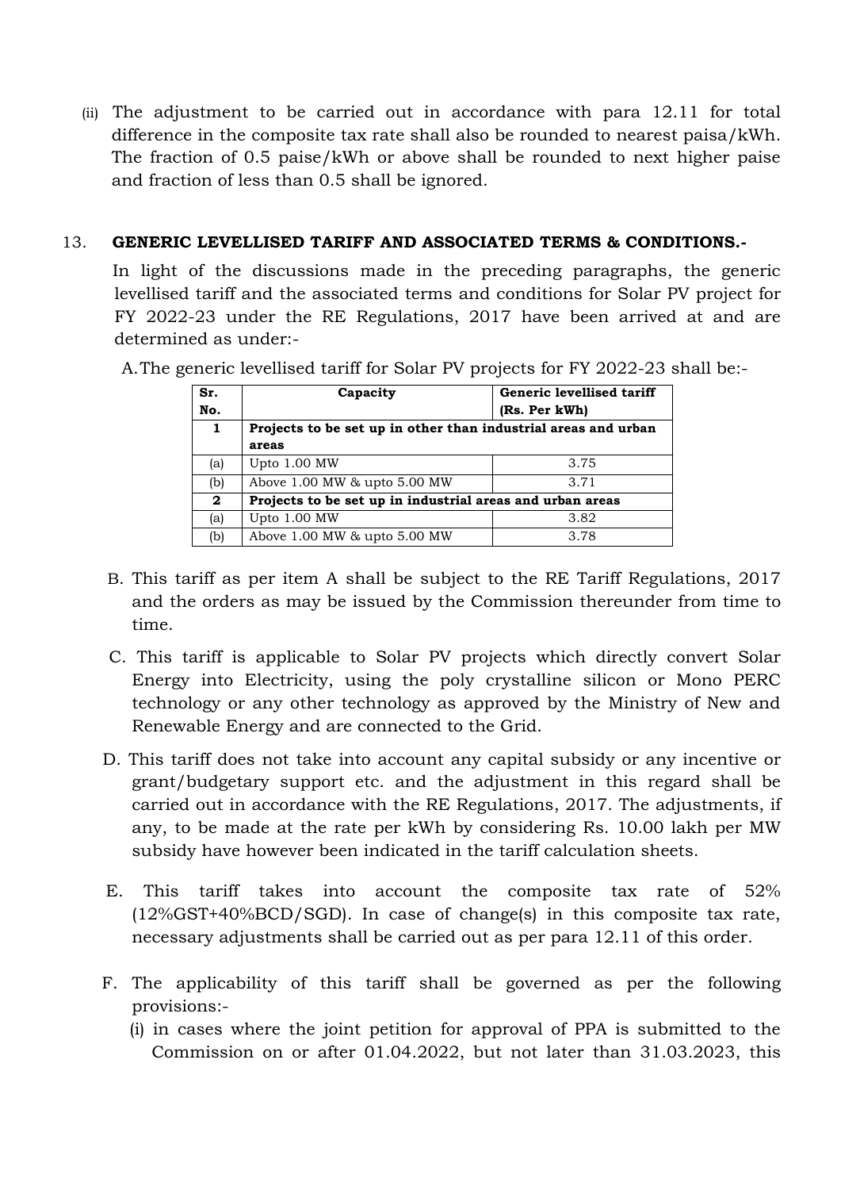(ii) The adjustment to be carried out in accordance with para 12.11 for total difference in the composite tax rate shall also be rounded to nearest paisa/kWh. The fraction of 0.5 paise/kWh or above shall be rounded to next higher paise and fraction of less than 0.5 shall be ignored.

13. **GENERIC LEVELLISED TARIFF AND ASSOCIATED TERMS & CONDITIONS.-**

In light of the discussions made in the preceding paragraphs, the generic levellised tariff and the associated terms and conditions for Solar PV project for FY 2022-23 under the RE Regulations, 2017 have been arrived at and are determined as under:-

A. The generic levellised tariff for Solar PV projects for FY 2022-23 shall be:-

| Sr. No. | Capacity | Generic levellised tariff (Rs. Per kWh) |
|---|---|---|
| **1** | **Projects to be set up in other than industrial areas and urban areas** | |
| (a) | Upto 1.00 MW | 3.75 |
| (b) | Above 1.00 MW & upto 5.00 MW | 3.71 |
| **2** | **Projects to be set up in industrial areas and urban areas** | |
| (a) | Upto 1.00 MW | 3.82 |
| (b) | Above 1.00 MW & upto 5.00 MW | 3.78 |

B. This tariff as per item A shall be subject to the RE Tariff Regulations, 2017 and the orders as may be issued by the Commission thereunder from time to time.

C. This tariff is applicable to Solar PV projects which directly convert Solar Energy into Electricity, using the poly crystalline silicon or Mono PERC technology or any other technology as approved by the Ministry of New and Renewable Energy and are connected to the Grid.

D. This tariff does not take into account any capital subsidy or any incentive or grant/budgetary support etc. and the adjustment in this regard shall be carried out in accordance with the RE Regulations, 2017. The adjustments, if any, to be made at the rate per kWh by considering Rs. 10.00 lakh per MW subsidy have however been indicated in the tariff calculation sheets.

E. This tariff takes into account the composite tax rate of 52% (12%GST+40%BCD/SGD). In case of change(s) in this composite tax rate, necessary adjustments shall be carried out as per para 12.11 of this order.

F. The applicability of this tariff shall be governed as per the following provisions:-

(i) in cases where the joint petition for approval of PPA is submitted to the Commission on or after 01.04.2022, but not later than 31.03.2023, this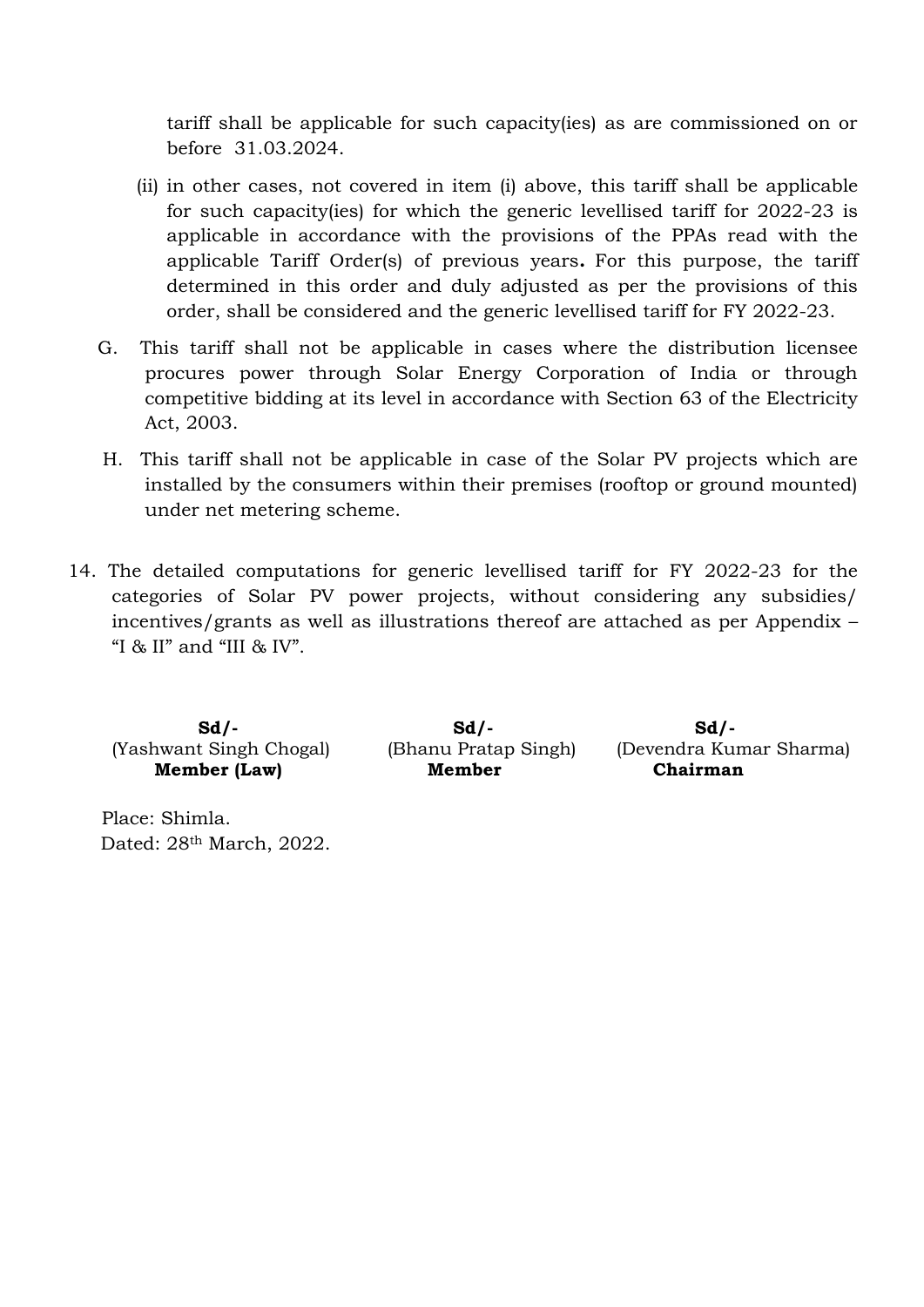tariff shall be applicable for such capacity(ies) as are commissioned on or before 31.03.2024.

(ii) in other cases, not covered in item (i) above, this tariff shall be applicable for such capacity(ies) for which the generic levellised tariff for 2022-23 is applicable in accordance with the provisions of the PPAs read with the applicable Tariff Order(s) of previous years**.** For this purpose, the tariff determined in this order and duly adjusted as per the provisions of this order, shall be considered and the generic levellised tariff for FY 2022-23.

G. This tariff shall not be applicable in cases where the distribution licensee procures power through Solar Energy Corporation of India or through competitive bidding at its level in accordance with Section 63 of the Electricity Act, 2003.

H. This tariff shall not be applicable in case of the Solar PV projects which are installed by the consumers within their premises (rooftop or ground mounted) under net metering scheme.

14. The detailed computations for generic levellised tariff for FY 2022-23 for the categories of Solar PV power projects, without considering any subsidies/ incentives/grants as well as illustrations thereof are attached as per Appendix – “I & II” and “III & IV”.

| **Sd/-** | **Sd/-** | **Sd/-** |
|---|---|---|
| (Yashwant Singh Chogal) | (Bhanu Pratap Singh) | (Devendra Kumar Sharma) |
| **Member (Law)** | **Member** | **Chairman** |

Place: Shimla.
Dated: 28th March, 2022.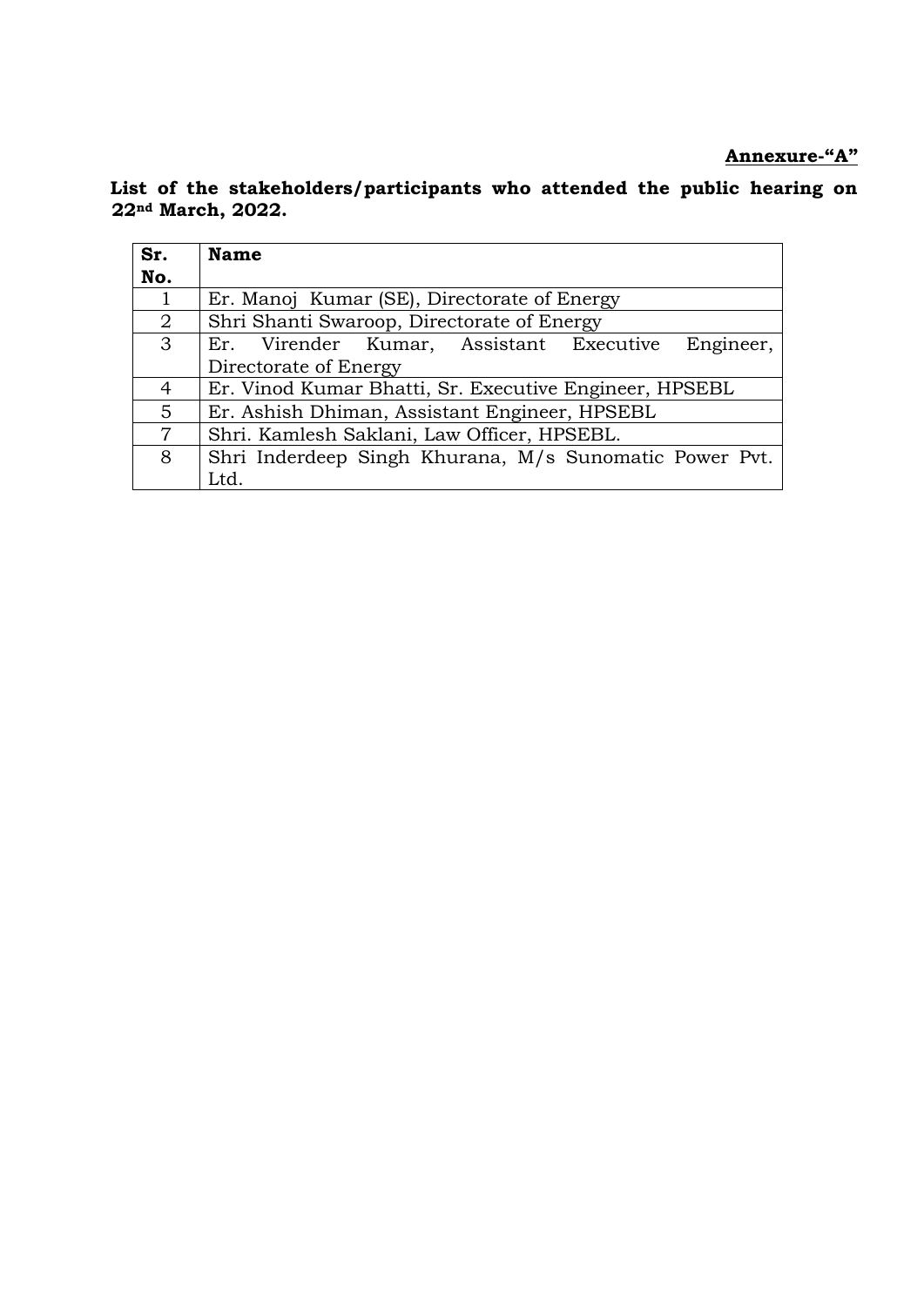**<u>Annexure-"A"</u>**

**List of the stakeholders/participants who attended the public hearing on 22nd March, 2022.**

| Sr. No. | Name |
|---|---|
| 1 | Er. Manoj Kumar (SE), Directorate of Energy |
| 2 | Shri Shanti Swaroop, Directorate of Energy |
| 3 | Er. Virender Kumar, Assistant Executive Engineer, Directorate of Energy |
| 4 | Er. Vinod Kumar Bhatti, Sr. Executive Engineer, HPSEBL |
| 5 | Er. Ashish Dhiman, Assistant Engineer, HPSEBL |
| 7 | Shri. Kamlesh Saklani, Law Officer, HPSEBL. |
| 8 | Shri Inderdeep Singh Khurana, M/s Sunomatic Power Pvt. Ltd. |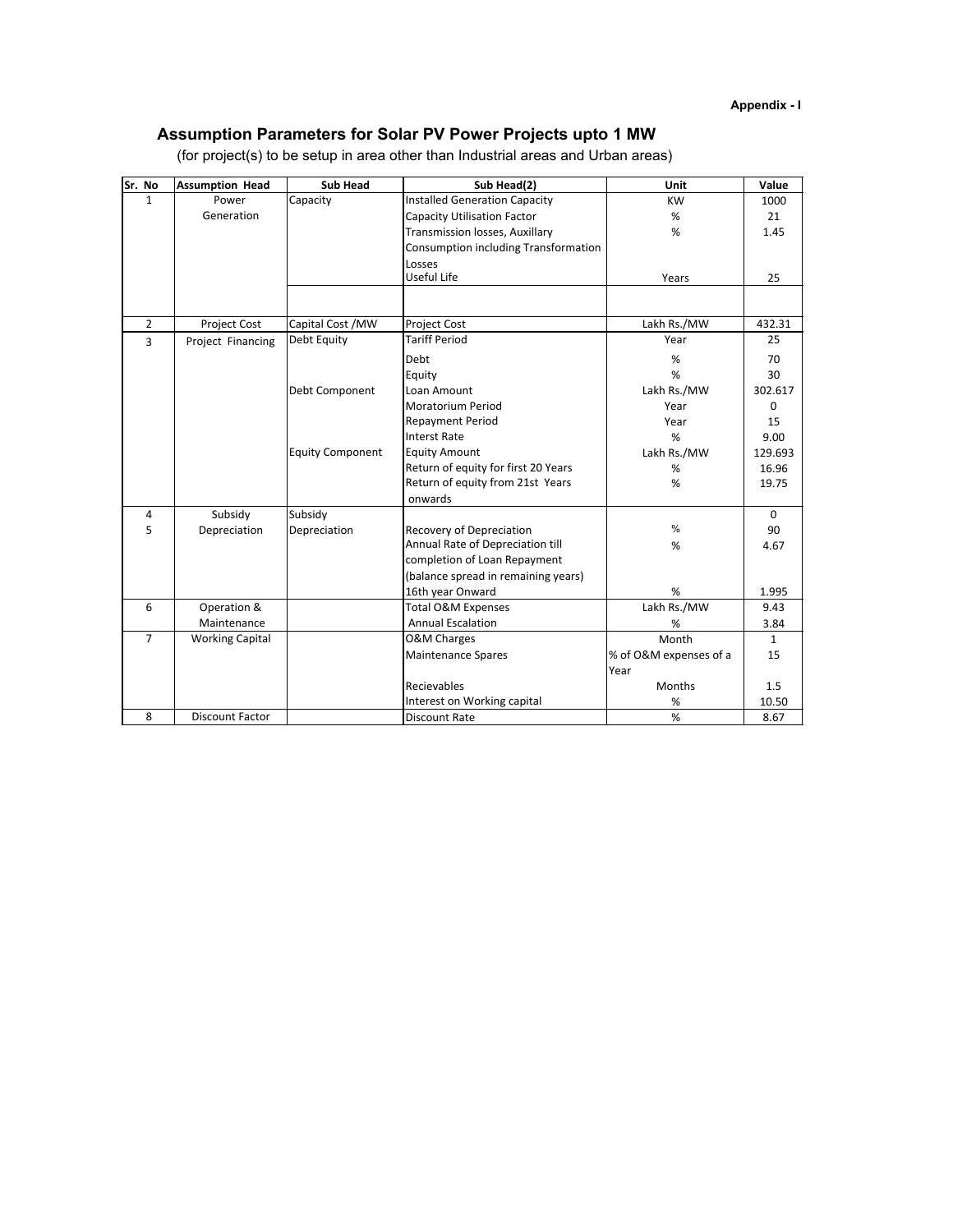Appendix - I

## Assumption Parameters for Solar PV Power Projects upto 1 MW

(for project(s) to be setup in area other than Industrial areas and Urban areas)

| Sr. No | Assumption Head | Sub Head | Sub Head(2) | Unit | Value |
|---|---|---|---|---|---|
| 1 | Power Generation | Capacity | Installed Generation Capacity | KW | 1000 |
| | | | Capacity Utilisation Factor | % | 21 |
| | | | Transmission losses, Auxillary Consumption including Transformation Losses | % | 1.45 |
| | | | Useful Life | Years | 25 |
| | | | | | |
| 2 | Project Cost | Capital Cost /MW | Project Cost | Lakh Rs./MW | 432.31 |
| 3 | Project Financing | Debt Equity | Tariff Period | Year | 25 |
| | | | Debt | % | 70 |
| | | | Equity | % | 30 |
| | | Debt Component | Loan Amount | Lakh Rs./MW | 302.617 |
| | | | Moratorium Period | Year | 0 |
| | | | Repayment Period | Year | 15 |
| | | | Interst Rate | % | 9.00 |
| | | Equity Component | Equity Amount | Lakh Rs./MW | 129.693 |
| | | | Return of equity for first 20 Years | % | 16.96 |
| | | | Return of equity from 21st Years onwards | % | 19.75 |
| 4 | Subsidy | Subsidy | | | 0 |
| 5 | Depreciation | Depreciation | Recovery of Depreciation | % | 90 |
| | | | Annual Rate of Depreciation till completion of Loan Repayment | % | 4.67 |
| | | | (balance spread in remaining years) 16th year Onward | % | 1.995 |
| 6 | Operation & Maintenance | | Total O&M Expenses | Lakh Rs./MW | 9.43 |
| | | | Annual Escalation | % | 3.84 |
| 7 | Working Capital | | O&M Charges | Month | 1 |
| | | | Maintenance Spares | % of O&M expenses of a Year | 15 |
| | | | Recievables | Months | 1.5 |
| | | | Interest on Working capital | % | 10.50 |
| 8 | Discount Factor | | Discount Rate | % | 8.67 |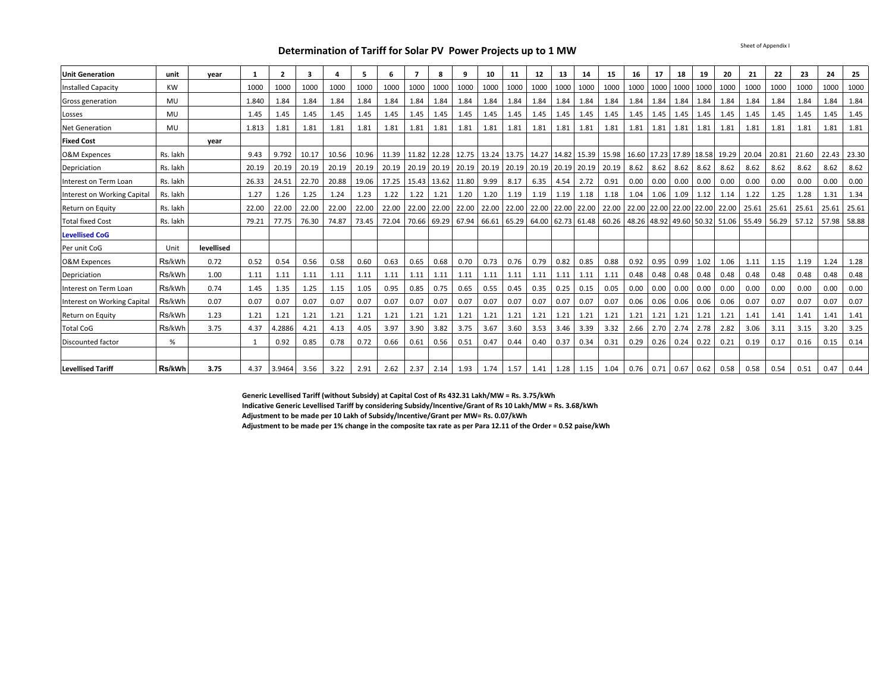Sheet of Appendix I

# Determination of Tariff for Solar PV Power Projects up to 1 MW

| Unit Generation | unit | year | 1 | 2 | 3 | 4 | 5 | 6 | 7 | 8 | 9 | 10 | 11 | 12 | 13 | 14 | 15 | 16 | 17 | 18 | 19 | 20 | 21 | 22 | 23 | 24 | 25 |
|---|---|---|---|---|---|---|---|---|---|---|---|---|---|---|---|---|---|---|---|---|---|---|---|---|---|---|---|
| Installed Capacity | KW | | 1000 | 1000 | 1000 | 1000 | 1000 | 1000 | 1000 | 1000 | 1000 | 1000 | 1000 | 1000 | 1000 | 1000 | 1000 | 1000 | 1000 | 1000 | 1000 | 1000 | 1000 | 1000 | 1000 | 1000 | 1000 |
| Gross generation | MU | | 1.840 | 1.84 | 1.84 | 1.84 | 1.84 | 1.84 | 1.84 | 1.84 | 1.84 | 1.84 | 1.84 | 1.84 | 1.84 | 1.84 | 1.84 | 1.84 | 1.84 | 1.84 | 1.84 | 1.84 | 1.84 | 1.84 | 1.84 | 1.84 | 1.84 |
| Losses | MU | | 1.45 | 1.45 | 1.45 | 1.45 | 1.45 | 1.45 | 1.45 | 1.45 | 1.45 | 1.45 | 1.45 | 1.45 | 1.45 | 1.45 | 1.45 | 1.45 | 1.45 | 1.45 | 1.45 | 1.45 | 1.45 | 1.45 | 1.45 | 1.45 | 1.45 |
| Net Generation | MU | | 1.813 | 1.81 | 1.81 | 1.81 | 1.81 | 1.81 | 1.81 | 1.81 | 1.81 | 1.81 | 1.81 | 1.81 | 1.81 | 1.81 | 1.81 | 1.81 | 1.81 | 1.81 | 1.81 | 1.81 | 1.81 | 1.81 | 1.81 | 1.81 | 1.81 |
| **Fixed Cost** | | **year** | | | | | | | | | | | | | | | | | | | | | | | | | |
| O&M Expences | Rs. lakh | | 9.43 | 9.792 | 10.17 | 10.56 | 10.96 | 11.39 | 11.82 | 12.28 | 12.75 | 13.24 | 13.75 | 14.27 | 14.82 | 15.39 | 15.98 | 16.60 | 17.23 | 17.89 | 18.58 | 19.29 | 20.04 | 20.81 | 21.60 | 22.43 | 23.30 |
| Depriciation | Rs. lakh | | 20.19 | 20.19 | 20.19 | 20.19 | 20.19 | 20.19 | 20.19 | 20.19 | 20.19 | 20.19 | 20.19 | 20.19 | 20.19 | 20.19 | 20.19 | 8.62 | 8.62 | 8.62 | 8.62 | 8.62 | 8.62 | 8.62 | 8.62 | 8.62 | 8.62 |
| Interest on Term Loan | Rs. lakh | | 26.33 | 24.51 | 22.70 | 20.88 | 19.06 | 17.25 | 15.43 | 13.62 | 11.80 | 9.99 | 8.17 | 6.35 | 4.54 | 2.72 | 0.91 | 0.00 | 0.00 | 0.00 | 0.00 | 0.00 | 0.00 | 0.00 | 0.00 | 0.00 | 0.00 |
| Interest on Working Capital | Rs. lakh | | 1.27 | 1.26 | 1.25 | 1.24 | 1.23 | 1.22 | 1.22 | 1.21 | 1.20 | 1.20 | 1.19 | 1.19 | 1.19 | 1.18 | 1.18 | 1.04 | 1.06 | 1.09 | 1.12 | 1.14 | 1.22 | 1.25 | 1.28 | 1.31 | 1.34 |
| Return on Equity | Rs. lakh | | 22.00 | 22.00 | 22.00 | 22.00 | 22.00 | 22.00 | 22.00 | 22.00 | 22.00 | 22.00 | 22.00 | 22.00 | 22.00 | 22.00 | 22.00 | 22.00 | 22.00 | 22.00 | 22.00 | 22.00 | 25.61 | 25.61 | 25.61 | 25.61 | 25.61 |
| Total fixed Cost | Rs. lakh | | 79.21 | 77.75 | 76.30 | 74.87 | 73.45 | 72.04 | 70.66 | 69.29 | 67.94 | 66.61 | 65.29 | 64.00 | 62.73 | 61.48 | 60.26 | 48.26 | 48.92 | 49.60 | 50.32 | 51.06 | 55.49 | 56.29 | 57.12 | 57.98 | 58.88 |
| **Levellised CoG** | | | | | | | | | | | | | | | | | | | | | | | | | | | |
| Per unit CoG | Unit | **levellised** | | | | | | | | | | | | | | | | | | | | | | | | | |
| O&M Expences | Rs/kWh | 0.72 | 0.52 | 0.54 | 0.56 | 0.58 | 0.60 | 0.63 | 0.65 | 0.68 | 0.70 | 0.73 | 0.76 | 0.79 | 0.82 | 0.85 | 0.88 | 0.92 | 0.95 | 0.99 | 1.02 | 1.06 | 1.11 | 1.15 | 1.19 | 1.24 | 1.28 |
| Depriciation | Rs/kWh | 1.00 | 1.11 | 1.11 | 1.11 | 1.11 | 1.11 | 1.11 | 1.11 | 1.11 | 1.11 | 1.11 | 1.11 | 1.11 | 1.11 | 1.11 | 1.11 | 0.48 | 0.48 | 0.48 | 0.48 | 0.48 | 0.48 | 0.48 | 0.48 | 0.48 | 0.48 |
| Interest on Term Loan | Rs/kWh | 0.74 | 1.45 | 1.35 | 1.25 | 1.15 | 1.05 | 0.95 | 0.85 | 0.75 | 0.65 | 0.55 | 0.45 | 0.35 | 0.25 | 0.15 | 0.05 | 0.00 | 0.00 | 0.00 | 0.00 | 0.00 | 0.00 | 0.00 | 0.00 | 0.00 | 0.00 |
| Interest on Working Capital | Rs/kWh | 0.07 | 0.07 | 0.07 | 0.07 | 0.07 | 0.07 | 0.07 | 0.07 | 0.07 | 0.07 | 0.07 | 0.07 | 0.07 | 0.07 | 0.07 | 0.07 | 0.06 | 0.06 | 0.06 | 0.06 | 0.06 | 0.07 | 0.07 | 0.07 | 0.07 | 0.07 |
| Return on Equity | Rs/kWh | 1.23 | 1.21 | 1.21 | 1.21 | 1.21 | 1.21 | 1.21 | 1.21 | 1.21 | 1.21 | 1.21 | 1.21 | 1.21 | 1.21 | 1.21 | 1.21 | 1.21 | 1.21 | 1.21 | 1.21 | 1.21 | 1.41 | 1.41 | 1.41 | 1.41 | 1.41 |
| Total CoG | Rs/kWh | 3.75 | 4.37 | 4.2886 | 4.21 | 4.13 | 4.05 | 3.97 | 3.90 | 3.82 | 3.75 | 3.67 | 3.60 | 3.53 | 3.46 | 3.39 | 3.32 | 2.66 | 2.70 | 2.74 | 2.78 | 2.82 | 3.06 | 3.11 | 3.15 | 3.20 | 3.25 |
| Discounted factor | % | | 1 | 0.92 | 0.85 | 0.78 | 0.72 | 0.66 | 0.61 | 0.56 | 0.51 | 0.47 | 0.44 | 0.40 | 0.37 | 0.34 | 0.31 | 0.29 | 0.26 | 0.24 | 0.22 | 0.21 | 0.19 | 0.17 | 0.16 | 0.15 | 0.14 |
| | | | | | | | | | | | | | | | | | | | | | | | | | | | |
| **Levellised Tariff** | **Rs/kWh** | **3.75** | 4.37 | 3.9464 | 3.56 | 3.22 | 2.91 | 2.62 | 2.37 | 2.14 | 1.93 | 1.74 | 1.57 | 1.41 | 1.28 | 1.15 | 1.04 | 0.76 | 0.71 | 0.67 | 0.62 | 0.58 | 0.58 | 0.54 | 0.51 | 0.47 | 0.44 |

**Generic Levellised Tariff (without Subsidy) at Capital Cost of Rs 432.31 Lakh/MW = Rs. 3.75/kWh**
**Indicative Generic Levellised Tariff by considering Subsidy/Incentive/Grant of Rs 10 Lakh/MW = Rs. 3.68/kWh**
**Adjustment to be made per 10 Lakh of Subsidy/Incentive/Grant per MW= Rs. 0.07/kWh**
**Adjustment to be made per 1% change in the composite tax rate as per Para 12.11 of the Order = 0.52 paise/kWh**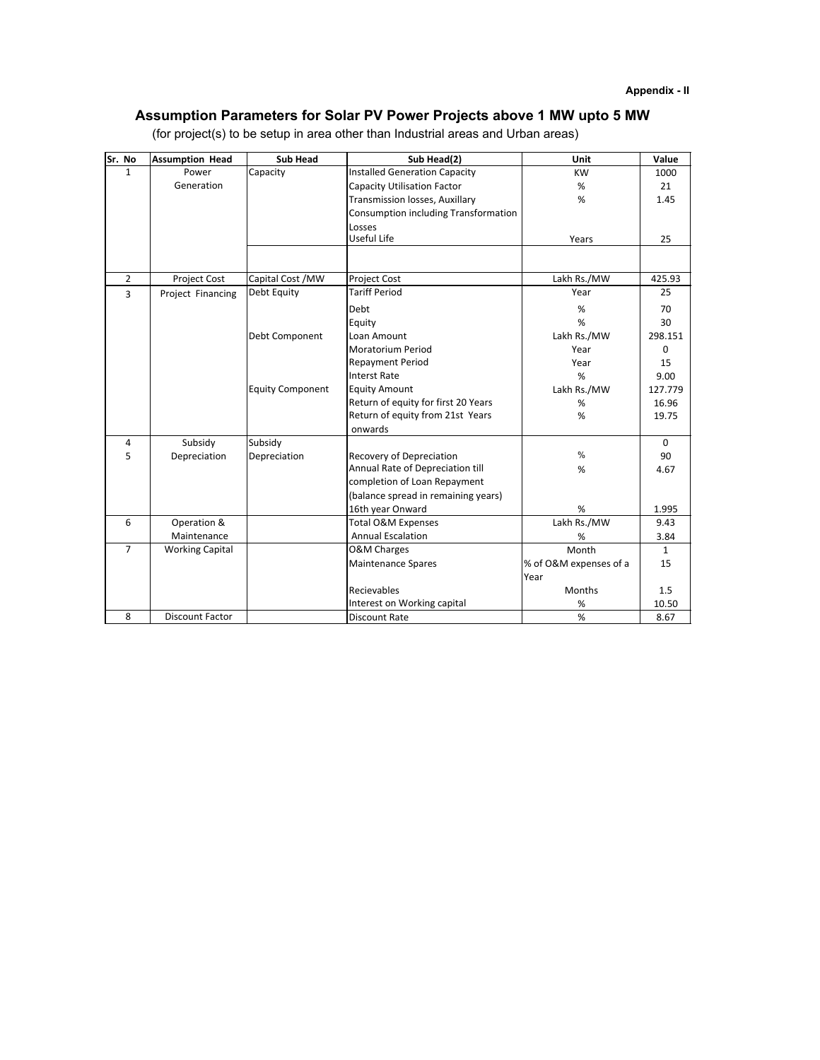**Appendix - II**

## Assumption Parameters for Solar PV Power Projects above 1 MW upto 5 MW

(for project(s) to be setup in area other than Industrial areas and Urban areas)

| Sr. No | Assumption Head | Sub Head | Sub Head(2) | Unit | Value |
|---|---|---|---|---|---|
| 1 | Power Generation | Capacity | Installed Generation Capacity | KW | 1000 |
| | | | Capacity Utilisation Factor | % | 21 |
| | | | Transmission losses, Auxillary Consumption including Transformation Losses | % | 1.45 |
| | | | Useful Life | Years | 25 |
| | | | | | |
| 2 | Project Cost | Capital Cost /MW | Project Cost | Lakh Rs./MW | 425.93 |
| 3 | Project Financing | Debt Equity | Tariff Period | Year | 25 |
| | | | Debt | % | 70 |
| | | | Equity | % | 30 |
| | | Debt Component | Loan Amount | Lakh Rs./MW | 298.151 |
| | | | Moratorium Period | Year | 0 |
| | | | Repayment Period | Year | 15 |
| | | | Interst Rate | % | 9.00 |
| | | Equity Component | Equity Amount | Lakh Rs./MW | 127.779 |
| | | | Return of equity for first 20 Years | % | 16.96 |
| | | | Return of equity from 21st Years onwards | % | 19.75 |
| 4 | Subsidy | Subsidy | | | 0 |
| 5 | Depreciation | Depreciation | Recovery of Depreciation | % | 90 |
| | | | Annual Rate of Depreciation till completion of Loan Repayment | % | 4.67 |
| | | | (balance spread in remaining years) 16th year Onward | % | 1.995 |
| 6 | Operation & Maintenance | | Total O&M Expenses | Lakh Rs./MW | 9.43 |
| | | | Annual Escalation | % | 3.84 |
| 7 | Working Capital | | O&M Charges | Month | 1 |
| | | | Maintenance Spares | % of O&M expenses of a Year | 15 |
| | | | Recievables | Months | 1.5 |
| | | | Interest on Working capital | % | 10.50 |
| 8 | Discount Factor | | Discount Rate | % | 8.67 |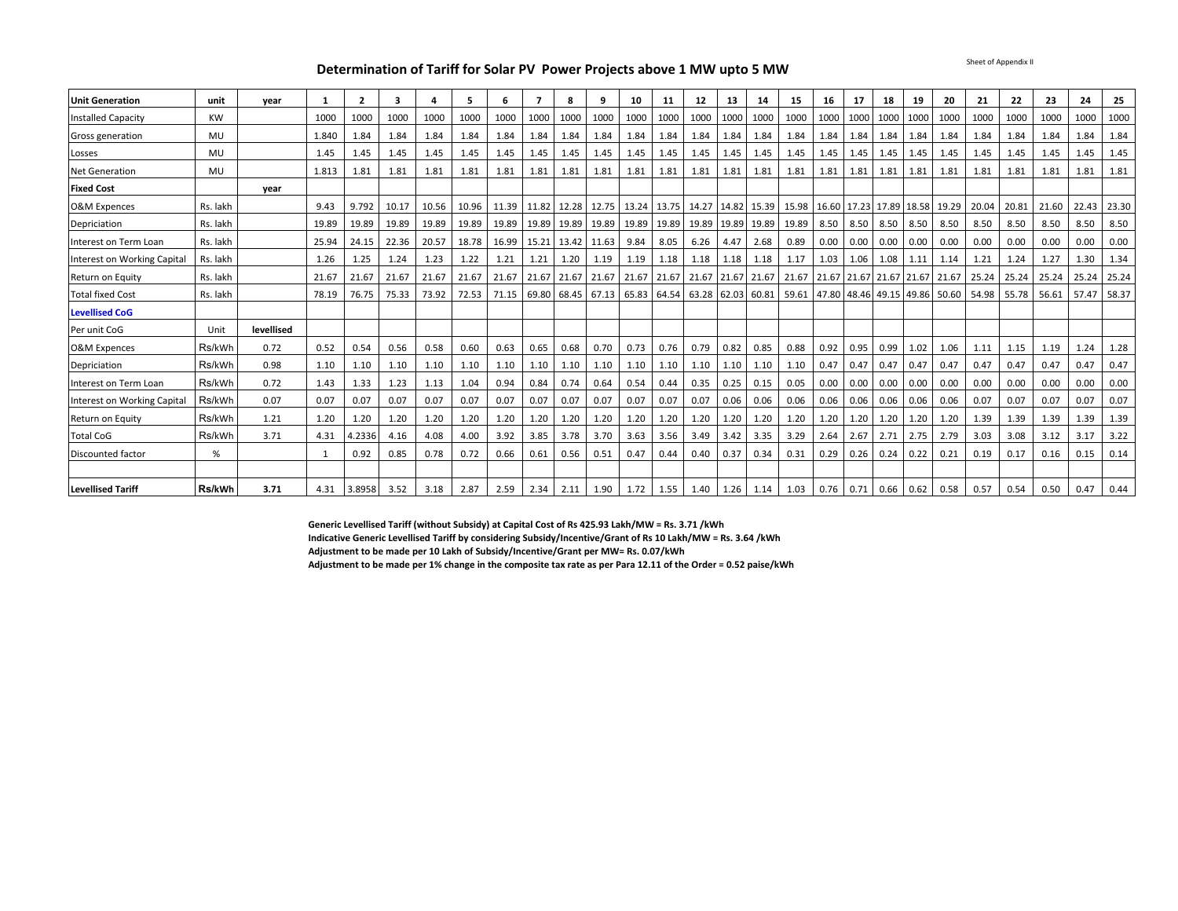Sheet of Appendix II

## Determination of Tariff for Solar PV Power Projects above 1 MW upto 5 MW

| Unit Generation | unit | year | 1 | 2 | 3 | 4 | 5 | 6 | 7 | 8 | 9 | 10 | 11 | 12 | 13 | 14 | 15 | 16 | 17 | 18 | 19 | 20 | 21 | 22 | 23 | 24 | 25 |
|---|---|---|---|---|---|---|---|---|---|---|---|---|---|---|---|---|---|---|---|---|---|---|---|---|---|---|---|
| Installed Capacity | KW | | 1000 | 1000 | 1000 | 1000 | 1000 | 1000 | 1000 | 1000 | 1000 | 1000 | 1000 | 1000 | 1000 | 1000 | 1000 | 1000 | 1000 | 1000 | 1000 | 1000 | 1000 | 1000 | 1000 | 1000 | 1000 |
| Gross generation | MU | | 1.840 | 1.84 | 1.84 | 1.84 | 1.84 | 1.84 | 1.84 | 1.84 | 1.84 | 1.84 | 1.84 | 1.84 | 1.84 | 1.84 | 1.84 | 1.84 | 1.84 | 1.84 | 1.84 | 1.84 | 1.84 | 1.84 | 1.84 | 1.84 | 1.84 |
| Losses | MU | | 1.45 | 1.45 | 1.45 | 1.45 | 1.45 | 1.45 | 1.45 | 1.45 | 1.45 | 1.45 | 1.45 | 1.45 | 1.45 | 1.45 | 1.45 | 1.45 | 1.45 | 1.45 | 1.45 | 1.45 | 1.45 | 1.45 | 1.45 | 1.45 | 1.45 |
| Net Generation | MU | | 1.813 | 1.81 | 1.81 | 1.81 | 1.81 | 1.81 | 1.81 | 1.81 | 1.81 | 1.81 | 1.81 | 1.81 | 1.81 | 1.81 | 1.81 | 1.81 | 1.81 | 1.81 | 1.81 | 1.81 | 1.81 | 1.81 | 1.81 | 1.81 | 1.81 |
| **Fixed Cost** | | **year** | | | | | | | | | | | | | | | | | | | | | | | | | |
| O&M Expences | Rs. lakh | | 9.43 | 9.792 | 10.17 | 10.56 | 10.96 | 11.39 | 11.82 | 12.28 | 12.75 | 13.24 | 13.75 | 14.27 | 14.82 | 15.39 | 15.98 | 16.60 | 17.23 | 17.89 | 18.58 | 19.29 | 20.04 | 20.81 | 21.60 | 22.43 | 23.30 |
| Depriciation | Rs. lakh | | 19.89 | 19.89 | 19.89 | 19.89 | 19.89 | 19.89 | 19.89 | 19.89 | 19.89 | 19.89 | 19.89 | 19.89 | 19.89 | 19.89 | 19.89 | 8.50 | 8.50 | 8.50 | 8.50 | 8.50 | 8.50 | 8.50 | 8.50 | 8.50 | 8.50 |
| Interest on Term Loan | Rs. lakh | | 25.94 | 24.15 | 22.36 | 20.57 | 18.78 | 16.99 | 15.21 | 13.42 | 11.63 | 9.84 | 8.05 | 6.26 | 4.47 | 2.68 | 0.89 | 0.00 | 0.00 | 0.00 | 0.00 | 0.00 | 0.00 | 0.00 | 0.00 | 0.00 | 0.00 |
| Interest on Working Capital | Rs. lakh | | 1.26 | 1.25 | 1.24 | 1.23 | 1.22 | 1.21 | 1.21 | 1.20 | 1.19 | 1.19 | 1.18 | 1.18 | 1.18 | 1.18 | 1.17 | 1.03 | 1.06 | 1.08 | 1.11 | 1.14 | 1.21 | 1.24 | 1.27 | 1.30 | 1.34 |
| Return on Equity | Rs. lakh | | 21.67 | 21.67 | 21.67 | 21.67 | 21.67 | 21.67 | 21.67 | 21.67 | 21.67 | 21.67 | 21.67 | 21.67 | 21.67 | 21.67 | 21.67 | 21.67 | 21.67 | 21.67 | 21.67 | 21.67 | 25.24 | 25.24 | 25.24 | 25.24 | 25.24 |
| Total fixed Cost | Rs. lakh | | 78.19 | 76.75 | 75.33 | 73.92 | 72.53 | 71.15 | 69.80 | 68.45 | 67.13 | 65.83 | 64.54 | 63.28 | 62.03 | 60.81 | 59.61 | 47.80 | 48.46 | 49.15 | 49.86 | 50.60 | 54.98 | 55.78 | 56.61 | 57.47 | 58.37 |
| **Levellised CoG** | | | | | | | | | | | | | | | | | | | | | | | | | | | |
| Per unit CoG | Unit | levellised | | | | | | | | | | | | | | | | | | | | | | | | | |
| O&M Expences | Rs/kWh | 0.72 | 0.52 | 0.54 | 0.56 | 0.58 | 0.60 | 0.63 | 0.65 | 0.68 | 0.70 | 0.73 | 0.76 | 0.79 | 0.82 | 0.85 | 0.88 | 0.92 | 0.95 | 0.99 | 1.02 | 1.06 | 1.11 | 1.15 | 1.19 | 1.24 | 1.28 |
| Depriciation | Rs/kWh | 0.98 | 1.10 | 1.10 | 1.10 | 1.10 | 1.10 | 1.10 | 1.10 | 1.10 | 1.10 | 1.10 | 1.10 | 1.10 | 1.10 | 1.10 | 1.10 | 0.47 | 0.47 | 0.47 | 0.47 | 0.47 | 0.47 | 0.47 | 0.47 | 0.47 | 0.47 |
| Interest on Term Loan | Rs/kWh | 0.72 | 1.43 | 1.33 | 1.23 | 1.13 | 1.04 | 0.94 | 0.84 | 0.74 | 0.64 | 0.54 | 0.44 | 0.35 | 0.25 | 0.15 | 0.05 | 0.00 | 0.00 | 0.00 | 0.00 | 0.00 | 0.00 | 0.00 | 0.00 | 0.00 | 0.00 |
| Interest on Working Capital | Rs/kWh | 0.07 | 0.07 | 0.07 | 0.07 | 0.07 | 0.07 | 0.07 | 0.07 | 0.07 | 0.07 | 0.07 | 0.07 | 0.07 | 0.06 | 0.06 | 0.06 | 0.06 | 0.06 | 0.06 | 0.06 | 0.06 | 0.07 | 0.07 | 0.07 | 0.07 | 0.07 |
| Return on Equity | Rs/kWh | 1.21 | 1.20 | 1.20 | 1.20 | 1.20 | 1.20 | 1.20 | 1.20 | 1.20 | 1.20 | 1.20 | 1.20 | 1.20 | 1.20 | 1.20 | 1.20 | 1.20 | 1.20 | 1.20 | 1.20 | 1.20 | 1.39 | 1.39 | 1.39 | 1.39 | 1.39 |
| Total CoG | Rs/kWh | 3.71 | 4.31 | 4.2336 | 4.16 | 4.08 | 4.00 | 3.92 | 3.85 | 3.78 | 3.70 | 3.63 | 3.56 | 3.49 | 3.42 | 3.35 | 3.29 | 2.64 | 2.67 | 2.71 | 2.75 | 2.79 | 3.03 | 3.08 | 3.12 | 3.17 | 3.22 |
| Discounted factor | % | | 1 | 0.92 | 0.85 | 0.78 | 0.72 | 0.66 | 0.61 | 0.56 | 0.51 | 0.47 | 0.44 | 0.40 | 0.37 | 0.34 | 0.31 | 0.29 | 0.26 | 0.24 | 0.22 | 0.21 | 0.19 | 0.17 | 0.16 | 0.15 | 0.14 |
| | | | | | | | | | | | | | | | | | | | | | | | | | | | |
| **Levellised Tariff** | **Rs/kWh** | **3.71** | 4.31 | 3.8958 | 3.52 | 3.18 | 2.87 | 2.59 | 2.34 | 2.11 | 1.90 | 1.72 | 1.55 | 1.40 | 1.26 | 1.14 | 1.03 | 0.76 | 0.71 | 0.66 | 0.62 | 0.58 | 0.57 | 0.54 | 0.50 | 0.47 | 0.44 |

**Generic Levellised Tariff (without Subsidy) at Capital Cost of Rs 425.93 Lakh/MW = Rs. 3.71 /kWh**
**Indicative Generic Levellised Tariff by considering Subsidy/Incentive/Grant of Rs 10 Lakh/MW = Rs. 3.64 /kWh**
**Adjustment to be made per 10 Lakh of Subsidy/Incentive/Grant per MW= Rs. 0.07/kWh**
**Adjustment to be made per 1% change in the composite tax rate as per Para 12.11 of the Order = 0.52 paise/kWh**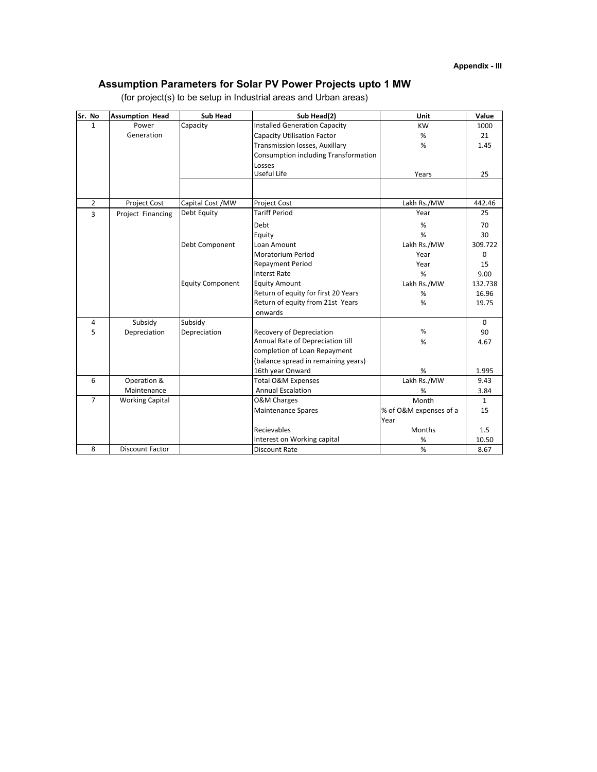**Appendix - III**

## Assumption Parameters for Solar PV Power Projects upto 1 MW

(for project(s) to be setup in Industrial areas and Urban areas)

| Sr. No | Assumption Head | Sub Head | Sub Head(2) | Unit | Value |
|---|---|---|---|---|---|
| 1 | Power Generation | Capacity | Installed Generation Capacity | KW | 1000 |
| | | | Capacity Utilisation Factor | % | 21 |
| | | | Transmission losses, Auxillary Consumption including Transformation Losses | % | 1.45 |
| | | | Useful Life | Years | 25 |
| | | | | | |
| 2 | Project Cost | Capital Cost /MW | Project Cost | Lakh Rs./MW | 442.46 |
| 3 | Project Financing | Debt Equity | Tariff Period | Year | 25 |
| | | | Debt | % | 70 |
| | | | Equity | % | 30 |
| | | Debt Component | Loan Amount | Lakh Rs./MW | 309.722 |
| | | | Moratorium Period | Year | 0 |
| | | | Repayment Period | Year | 15 |
| | | | Interst Rate | % | 9.00 |
| | | Equity Component | Equity Amount | Lakh Rs./MW | 132.738 |
| | | | Return of equity for first 20 Years | % | 16.96 |
| | | | Return of equity from 21st Years onwards | % | 19.75 |
| 4 | Subsidy | Subsidy | | | 0 |
| 5 | Depreciation | Depreciation | Recovery of Depreciation | % | 90 |
| | | | Annual Rate of Depreciation till completion of Loan Repayment | % | 4.67 |
| | | | (balance spread in remaining years) 16th year Onward | % | 1.995 |
| 6 | Operation & Maintenance | | Total O&M Expenses | Lakh Rs./MW | 9.43 |
| | | | Annual Escalation | % | 3.84 |
| 7 | Working Capital | | O&M Charges | Month | 1 |
| | | | Maintenance Spares | % of O&M expenses of a Year | 15 |
| | | | Recievables | Months | 1.5 |
| | | | Interest on Working capital | % | 10.50 |
| 8 | Discount Factor | | Discount Rate | % | 8.67 |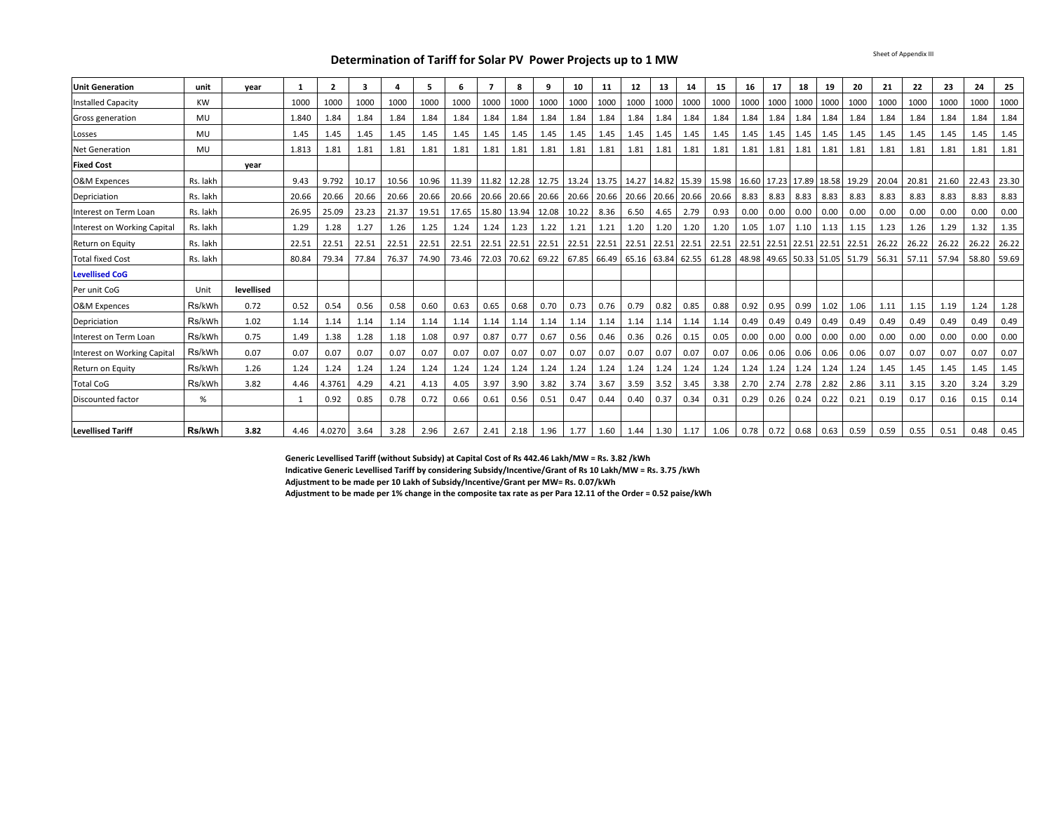Sheet of Appendix III

# Determination of Tariff for Solar PV Power Projects up to 1 MW

| Unit Generation | unit | year | 1 | 2 | 3 | 4 | 5 | 6 | 7 | 8 | 9 | 10 | 11 | 12 | 13 | 14 | 15 | 16 | 17 | 18 | 19 | 20 | 21 | 22 | 23 | 24 | 25 |
|---|---|---|---|---|---|---|---|---|---|---|---|---|---|---|---|---|---|---|---|---|---|---|---|---|---|---|---|
| Installed Capacity | KW | | 1000 | 1000 | 1000 | 1000 | 1000 | 1000 | 1000 | 1000 | 1000 | 1000 | 1000 | 1000 | 1000 | 1000 | 1000 | 1000 | 1000 | 1000 | 1000 | 1000 | 1000 | 1000 | 1000 | 1000 | 1000 |
| Gross generation | MU | | 1.840 | 1.84 | 1.84 | 1.84 | 1.84 | 1.84 | 1.84 | 1.84 | 1.84 | 1.84 | 1.84 | 1.84 | 1.84 | 1.84 | 1.84 | 1.84 | 1.84 | 1.84 | 1.84 | 1.84 | 1.84 | 1.84 | 1.84 | 1.84 | 1.84 |
| Losses | MU | | 1.45 | 1.45 | 1.45 | 1.45 | 1.45 | 1.45 | 1.45 | 1.45 | 1.45 | 1.45 | 1.45 | 1.45 | 1.45 | 1.45 | 1.45 | 1.45 | 1.45 | 1.45 | 1.45 | 1.45 | 1.45 | 1.45 | 1.45 | 1.45 | 1.45 |
| Net Generation | MU | | 1.813 | 1.81 | 1.81 | 1.81 | 1.81 | 1.81 | 1.81 | 1.81 | 1.81 | 1.81 | 1.81 | 1.81 | 1.81 | 1.81 | 1.81 | 1.81 | 1.81 | 1.81 | 1.81 | 1.81 | 1.81 | 1.81 | 1.81 | 1.81 | 1.81 |
| **Fixed Cost** | | **year** | | | | | | | | | | | | | | | | | | | | | | | | | |
| O&M Expences | Rs. lakh | | 9.43 | 9.792 | 10.17 | 10.56 | 10.96 | 11.39 | 11.82 | 12.28 | 12.75 | 13.24 | 13.75 | 14.27 | 14.82 | 15.39 | 15.98 | 16.60 | 17.23 | 17.89 | 18.58 | 19.29 | 20.04 | 20.81 | 21.60 | 22.43 | 23.30 |
| Depriciation | Rs. lakh | | 20.66 | 20.66 | 20.66 | 20.66 | 20.66 | 20.66 | 20.66 | 20.66 | 20.66 | 20.66 | 20.66 | 20.66 | 20.66 | 20.66 | 20.66 | 8.83 | 8.83 | 8.83 | 8.83 | 8.83 | 8.83 | 8.83 | 8.83 | 8.83 | 8.83 |
| Interest on Term Loan | Rs. lakh | | 26.95 | 25.09 | 23.23 | 21.37 | 19.51 | 17.65 | 15.80 | 13.94 | 12.08 | 10.22 | 8.36 | 6.50 | 4.65 | 2.79 | 0.93 | 0.00 | 0.00 | 0.00 | 0.00 | 0.00 | 0.00 | 0.00 | 0.00 | 0.00 | 0.00 |
| Interest on Working Capital | Rs. lakh | | 1.29 | 1.28 | 1.27 | 1.26 | 1.25 | 1.24 | 1.24 | 1.23 | 1.22 | 1.21 | 1.21 | 1.20 | 1.20 | 1.20 | 1.20 | 1.05 | 1.07 | 1.10 | 1.13 | 1.15 | 1.23 | 1.26 | 1.29 | 1.32 | 1.35 |
| Return on Equity | Rs. lakh | | 22.51 | 22.51 | 22.51 | 22.51 | 22.51 | 22.51 | 22.51 | 22.51 | 22.51 | 22.51 | 22.51 | 22.51 | 22.51 | 22.51 | 22.51 | 22.51 | 22.51 | 22.51 | 22.51 | 22.51 | 26.22 | 26.22 | 26.22 | 26.22 | 26.22 |
| Total fixed Cost | Rs. lakh | | 80.84 | 79.34 | 77.84 | 76.37 | 74.90 | 73.46 | 72.03 | 70.62 | 69.22 | 67.85 | 66.49 | 65.16 | 63.84 | 62.55 | 61.28 | 48.98 | 49.65 | 50.33 | 51.05 | 51.79 | 56.31 | 57.11 | 57.94 | 58.80 | 59.69 |
| **Levellised CoG** | | | | | | | | | | | | | | | | | | | | | | | | | | | |
| Per unit CoG | Unit | **levellised** | | | | | | | | | | | | | | | | | | | | | | | | | |
| O&M Expences | Rs/kWh | 0.72 | 0.52 | 0.54 | 0.56 | 0.58 | 0.60 | 0.63 | 0.65 | 0.68 | 0.70 | 0.73 | 0.76 | 0.79 | 0.82 | 0.85 | 0.88 | 0.92 | 0.95 | 0.99 | 1.02 | 1.06 | 1.11 | 1.15 | 1.19 | 1.24 | 1.28 |
| Depriciation | Rs/kWh | 1.02 | 1.14 | 1.14 | 1.14 | 1.14 | 1.14 | 1.14 | 1.14 | 1.14 | 1.14 | 1.14 | 1.14 | 1.14 | 1.14 | 1.14 | 1.14 | 0.49 | 0.49 | 0.49 | 0.49 | 0.49 | 0.49 | 0.49 | 0.49 | 0.49 | 0.49 |
| Interest on Term Loan | Rs/kWh | 0.75 | 1.49 | 1.38 | 1.28 | 1.18 | 1.08 | 0.97 | 0.87 | 0.77 | 0.67 | 0.56 | 0.46 | 0.36 | 0.26 | 0.15 | 0.05 | 0.00 | 0.00 | 0.00 | 0.00 | 0.00 | 0.00 | 0.00 | 0.00 | 0.00 | 0.00 |
| Interest on Working Capital | Rs/kWh | 0.07 | 0.07 | 0.07 | 0.07 | 0.07 | 0.07 | 0.07 | 0.07 | 0.07 | 0.07 | 0.07 | 0.07 | 0.07 | 0.07 | 0.07 | 0.07 | 0.06 | 0.06 | 0.06 | 0.06 | 0.06 | 0.07 | 0.07 | 0.07 | 0.07 | 0.07 |
| Return on Equity | Rs/kWh | 1.26 | 1.24 | 1.24 | 1.24 | 1.24 | 1.24 | 1.24 | 1.24 | 1.24 | 1.24 | 1.24 | 1.24 | 1.24 | 1.24 | 1.24 | 1.24 | 1.24 | 1.24 | 1.24 | 1.24 | 1.24 | 1.45 | 1.45 | 1.45 | 1.45 | 1.45 |
| Total CoG | Rs/kWh | 3.82 | 4.46 | 4.3761 | 4.29 | 4.21 | 4.13 | 4.05 | 3.97 | 3.90 | 3.82 | 3.74 | 3.67 | 3.59 | 3.52 | 3.45 | 3.38 | 2.70 | 2.74 | 2.78 | 2.82 | 2.86 | 3.11 | 3.15 | 3.20 | 3.24 | 3.29 |
| Discounted factor | % | | 1 | 0.92 | 0.85 | 0.78 | 0.72 | 0.66 | 0.61 | 0.56 | 0.51 | 0.47 | 0.44 | 0.40 | 0.37 | 0.34 | 0.31 | 0.29 | 0.26 | 0.24 | 0.22 | 0.21 | 0.19 | 0.17 | 0.16 | 0.15 | 0.14 |
| | | | | | | | | | | | | | | | | | | | | | | | | | | | |
| **Levellised Tariff** | **Rs/kWh** | **3.82** | 4.46 | 4.0270 | 3.64 | 3.28 | 2.96 | 2.67 | 2.41 | 2.18 | 1.96 | 1.77 | 1.60 | 1.44 | 1.30 | 1.17 | 1.06 | 0.78 | 0.72 | 0.68 | 0.63 | 0.59 | 0.59 | 0.55 | 0.51 | 0.48 | 0.45 |

**Generic Levellised Tariff (without Subsidy) at Capital Cost of Rs 442.46 Lakh/MW = Rs. 3.82 /kWh**

**Indicative Generic Levellised Tariff by considering Subsidy/Incentive/Grant of Rs 10 Lakh/MW = Rs. 3.75 /kWh**

**Adjustment to be made per 10 Lakh of Subsidy/Incentive/Grant per MW= Rs. 0.07/kWh**

**Adjustment to be made per 1% change in the composite tax rate as per Para 12.11 of the Order = 0.52 paise/kWh**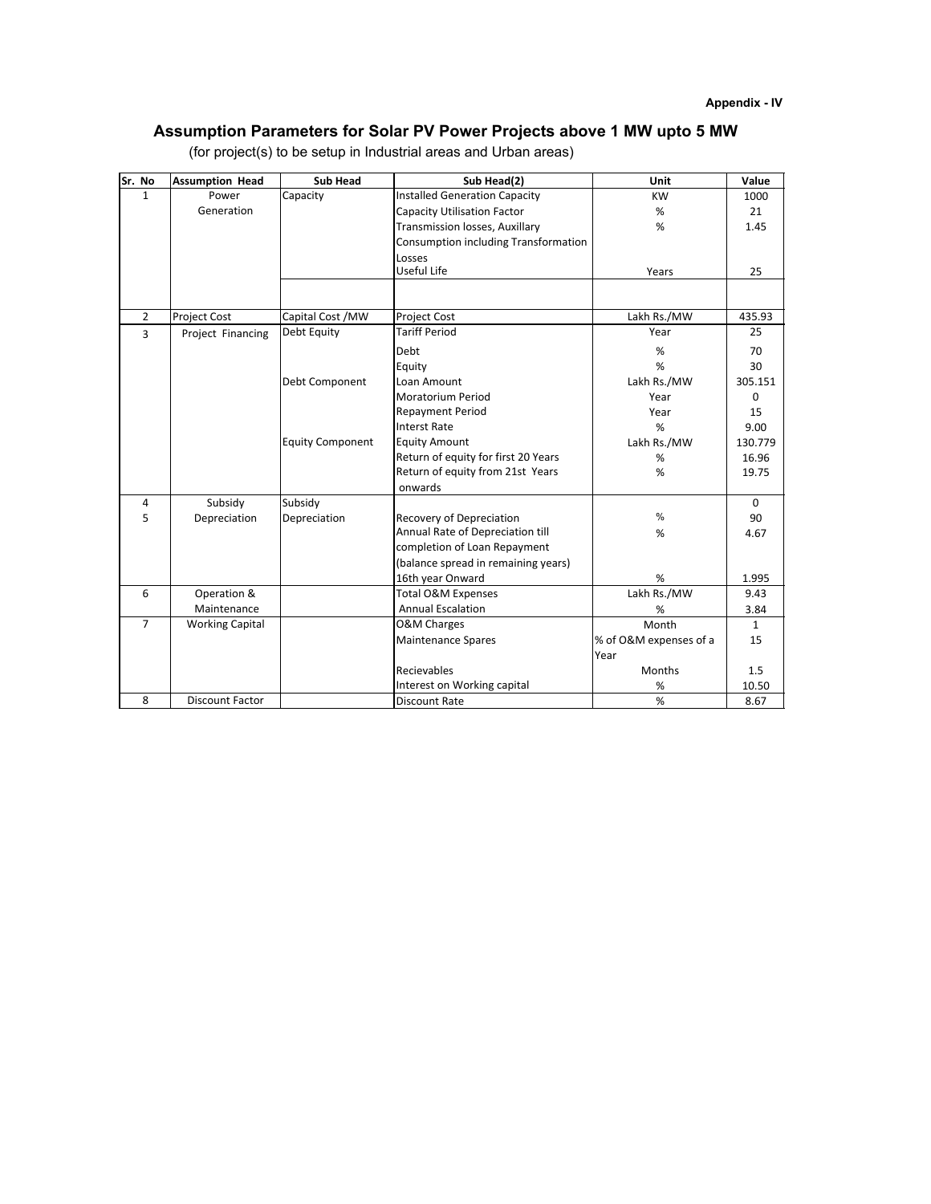**Appendix - IV**

## Assumption Parameters for Solar PV Power Projects above 1 MW upto 5 MW

(for project(s) to be setup in Industrial areas and Urban areas)

| Sr. No | Assumption Head | Sub Head | Sub Head(2) | Unit | Value |
|---|---|---|---|---|---|
| 1 | Power Generation | Capacity | Installed Generation Capacity | KW | 1000 |
| | | | Capacity Utilisation Factor | % | 21 |
| | | | Transmission losses, Auxillary Consumption including Transformation Losses | % | 1.45 |
| | | | Useful Life | Years | 25 |
| | | | | | |
| 2 | Project Cost | Capital Cost /MW | Project Cost | Lakh Rs./MW | 435.93 |
| 3 | Project Financing | Debt Equity | Tariff Period | Year | 25 |
| | | | Debt | % | 70 |
| | | | Equity | % | 30 |
| | | Debt Component | Loan Amount | Lakh Rs./MW | 305.151 |
| | | | Moratorium Period | Year | 0 |
| | | | Repayment Period | Year | 15 |
| | | | Interst Rate | % | 9.00 |
| | | Equity Component | Equity Amount | Lakh Rs./MW | 130.779 |
| | | | Return of equity for first 20 Years | % | 16.96 |
| | | | Return of equity from 21st Years onwards | % | 19.75 |
| 4 | Subsidy | Subsidy | | | 0 |
| 5 | Depreciation | Depreciation | Recovery of Depreciation | % | 90 |
| | | | Annual Rate of Depreciation till completion of Loan Repayment | % | 4.67 |
| | | | (balance spread in remaining years) 16th year Onward | % | 1.995 |
| 6 | Operation & Maintenance | | Total O&M Expenses | Lakh Rs./MW | 9.43 |
| | | | Annual Escalation | % | 3.84 |
| 7 | Working Capital | | O&M Charges | Month | 1 |
| | | | Maintenance Spares | % of O&M expenses of a Year | 15 |
| | | | Recievables | Months | 1.5 |
| | | | Interest on Working capital | % | 10.50 |
| 8 | Discount Factor | | Discount Rate | % | 8.67 |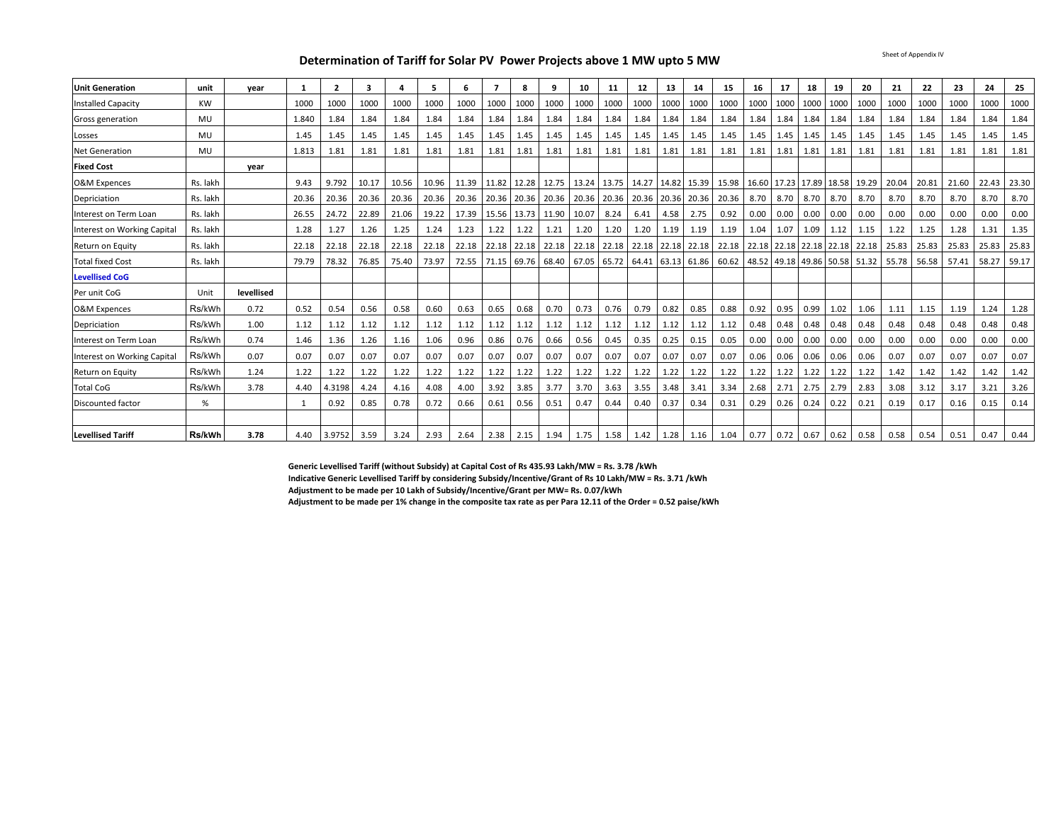Sheet of Appendix IV

## Determination of Tariff for Solar PV Power Projects above 1 MW upto 5 MW

| **Unit Generation** | **unit** | **year** | **1** | **2** | **3** | **4** | **5** | **6** | **7** | **8** | **9** | **10** | **11** | **12** | **13** | **14** | **15** | **16** | **17** | **18** | **19** | **20** | **21** | **22** | **23** | **24** | **25** |
|---|---|---|---|---|---|---|---|---|---|---|---|---|---|---|---|---|---|---|---|---|---|---|---|---|---|---|---|
| Installed Capacity | KW | | 1000 | 1000 | 1000 | 1000 | 1000 | 1000 | 1000 | 1000 | 1000 | 1000 | 1000 | 1000 | 1000 | 1000 | 1000 | 1000 | 1000 | 1000 | 1000 | 1000 | 1000 | 1000 | 1000 | 1000 | 1000 |
| Gross generation | MU | | 1.840 | 1.84 | 1.84 | 1.84 | 1.84 | 1.84 | 1.84 | 1.84 | 1.84 | 1.84 | 1.84 | 1.84 | 1.84 | 1.84 | 1.84 | 1.84 | 1.84 | 1.84 | 1.84 | 1.84 | 1.84 | 1.84 | 1.84 | 1.84 | 1.84 |
| Losses | MU | | 1.45 | 1.45 | 1.45 | 1.45 | 1.45 | 1.45 | 1.45 | 1.45 | 1.45 | 1.45 | 1.45 | 1.45 | 1.45 | 1.45 | 1.45 | 1.45 | 1.45 | 1.45 | 1.45 | 1.45 | 1.45 | 1.45 | 1.45 | 1.45 | 1.45 |
| Net Generation | MU | | 1.813 | 1.81 | 1.81 | 1.81 | 1.81 | 1.81 | 1.81 | 1.81 | 1.81 | 1.81 | 1.81 | 1.81 | 1.81 | 1.81 | 1.81 | 1.81 | 1.81 | 1.81 | 1.81 | 1.81 | 1.81 | 1.81 | 1.81 | 1.81 | 1.81 |
| **Fixed Cost** | | **year** | | | | | | | | | | | | | | | | | | | | | | | | | |
| O&M Expences | Rs. lakh | | 9.43 | 9.792 | 10.17 | 10.56 | 10.96 | 11.39 | 11.82 | 12.28 | 12.75 | 13.24 | 13.75 | 14.27 | 14.82 | 15.39 | 15.98 | 16.60 | 17.23 | 17.89 | 18.58 | 19.29 | 20.04 | 20.81 | 21.60 | 22.43 | 23.30 |
| Depriciation | Rs. lakh | | 20.36 | 20.36 | 20.36 | 20.36 | 20.36 | 20.36 | 20.36 | 20.36 | 20.36 | 20.36 | 20.36 | 20.36 | 20.36 | 20.36 | 20.36 | 8.70 | 8.70 | 8.70 | 8.70 | 8.70 | 8.70 | 8.70 | 8.70 | 8.70 | 8.70 |
| Interest on Term Loan | Rs. lakh | | 26.55 | 24.72 | 22.89 | 21.06 | 19.22 | 17.39 | 15.56 | 13.73 | 11.90 | 10.07 | 8.24 | 6.41 | 4.58 | 2.75 | 0.92 | 0.00 | 0.00 | 0.00 | 0.00 | 0.00 | 0.00 | 0.00 | 0.00 | 0.00 | 0.00 |
| Interest on Working Capital | Rs. lakh | | 1.28 | 1.27 | 1.26 | 1.25 | 1.24 | 1.23 | 1.22 | 1.22 | 1.21 | 1.20 | 1.20 | 1.20 | 1.19 | 1.19 | 1.19 | 1.04 | 1.07 | 1.09 | 1.12 | 1.15 | 1.22 | 1.25 | 1.28 | 1.31 | 1.35 |
| Return on Equity | Rs. lakh | | 22.18 | 22.18 | 22.18 | 22.18 | 22.18 | 22.18 | 22.18 | 22.18 | 22.18 | 22.18 | 22.18 | 22.18 | 22.18 | 22.18 | 22.18 | 22.18 | 22.18 | 22.18 | 22.18 | 22.18 | 25.83 | 25.83 | 25.83 | 25.83 | 25.83 |
| Total fixed Cost | Rs. lakh | | 79.79 | 78.32 | 76.85 | 75.40 | 73.97 | 72.55 | 71.15 | 69.76 | 68.40 | 67.05 | 65.72 | 64.41 | 63.13 | 61.86 | 60.62 | 48.52 | 49.18 | 49.86 | 50.58 | 51.32 | 55.78 | 56.58 | 57.41 | 58.27 | 59.17 |
| **Levellised CoG** | | | | | | | | | | | | | | | | | | | | | | | | | | | |
| Per unit CoG | Unit | **levellised** | | | | | | | | | | | | | | | | | | | | | | | | | |
| O&M Expences | Rs/kWh | 0.72 | 0.52 | 0.54 | 0.56 | 0.58 | 0.60 | 0.63 | 0.65 | 0.68 | 0.70 | 0.73 | 0.76 | 0.79 | 0.82 | 0.85 | 0.88 | 0.92 | 0.95 | 0.99 | 1.02 | 1.06 | 1.11 | 1.15 | 1.19 | 1.24 | 1.28 |
| Depriciation | Rs/kWh | 1.00 | 1.12 | 1.12 | 1.12 | 1.12 | 1.12 | 1.12 | 1.12 | 1.12 | 1.12 | 1.12 | 1.12 | 1.12 | 1.12 | 1.12 | 1.12 | 0.48 | 0.48 | 0.48 | 0.48 | 0.48 | 0.48 | 0.48 | 0.48 | 0.48 | 0.48 |
| Interest on Term Loan | Rs/kWh | 0.74 | 1.46 | 1.36 | 1.26 | 1.16 | 1.06 | 0.96 | 0.86 | 0.76 | 0.66 | 0.56 | 0.45 | 0.35 | 0.25 | 0.15 | 0.05 | 0.00 | 0.00 | 0.00 | 0.00 | 0.00 | 0.00 | 0.00 | 0.00 | 0.00 | 0.00 |
| Interest on Working Capital | Rs/kWh | 0.07 | 0.07 | 0.07 | 0.07 | 0.07 | 0.07 | 0.07 | 0.07 | 0.07 | 0.07 | 0.07 | 0.07 | 0.07 | 0.07 | 0.07 | 0.07 | 0.06 | 0.06 | 0.06 | 0.06 | 0.06 | 0.07 | 0.07 | 0.07 | 0.07 | 0.07 |
| Return on Equity | Rs/kWh | 1.24 | 1.22 | 1.22 | 1.22 | 1.22 | 1.22 | 1.22 | 1.22 | 1.22 | 1.22 | 1.22 | 1.22 | 1.22 | 1.22 | 1.22 | 1.22 | 1.22 | 1.22 | 1.22 | 1.22 | 1.22 | 1.42 | 1.42 | 1.42 | 1.42 | 1.42 |
| Total CoG | Rs/kWh | 3.78 | 4.40 | 4.3198 | 4.24 | 4.16 | 4.08 | 4.00 | 3.92 | 3.85 | 3.77 | 3.70 | 3.63 | 3.55 | 3.48 | 3.41 | 3.34 | 2.68 | 2.71 | 2.75 | 2.79 | 2.83 | 3.08 | 3.12 | 3.17 | 3.21 | 3.26 |
| Discounted factor | % | | 1 | 0.92 | 0.85 | 0.78 | 0.72 | 0.66 | 0.61 | 0.56 | 0.51 | 0.47 | 0.44 | 0.40 | 0.37 | 0.34 | 0.31 | 0.29 | 0.26 | 0.24 | 0.22 | 0.21 | 0.19 | 0.17 | 0.16 | 0.15 | 0.14 |
| | | | | | | | | | | | | | | | | | | | | | | | | | | | |
| **Levellised Tariff** | **Rs/kWh** | **3.78** | 4.40 | 3.9752 | 3.59 | 3.24 | 2.93 | 2.64 | 2.38 | 2.15 | 1.94 | 1.75 | 1.58 | 1.42 | 1.28 | 1.16 | 1.04 | 0.77 | 0.72 | 0.67 | 0.62 | 0.58 | 0.58 | 0.54 | 0.51 | 0.47 | 0.44 |

**Generic Levellised Tariff (without Subsidy) at Capital Cost of Rs 435.93 Lakh/MW = Rs. 3.78 /kWh**

**Indicative Generic Levellised Tariff by considering Subsidy/Incentive/Grant of Rs 10 Lakh/MW = Rs. 3.71 /kWh**

**Adjustment to be made per 10 Lakh of Subsidy/Incentive/Grant per MW= Rs. 0.07/kWh**

**Adjustment to be made per 1% change in the composite tax rate as per Para 12.11 of the Order = 0.52 paise/kWh**